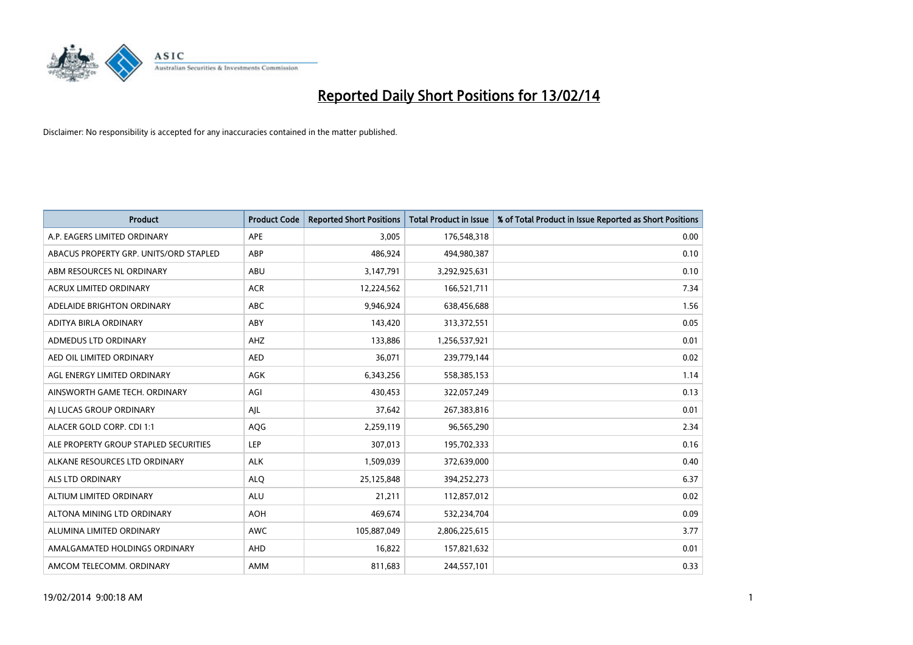# Reported Daily Short Positions for 13/02/14

Disclaimer: No responsibility is accepted for any inaccuracies contained in the matter published.

| Product | Product Code | Reported Short Positions | Total Product in Issue | % of Total Product in Issue Reported as Short Positions |
|---|---|---|---|---|
| A.P. EAGERS LIMITED ORDINARY | APE | 3,005 | 176,548,318 | 0.00 |
| ABACUS PROPERTY GRP. UNITS/ORD STAPLED | ABP | 486,924 | 494,980,387 | 0.10 |
| ABM RESOURCES NL ORDINARY | ABU | 3,147,791 | 3,292,925,631 | 0.10 |
| ACRUX LIMITED ORDINARY | ACR | 12,224,562 | 166,521,711 | 7.34 |
| ADELAIDE BRIGHTON ORDINARY | ABC | 9,946,924 | 638,456,688 | 1.56 |
| ADITYA BIRLA ORDINARY | ABY | 143,420 | 313,372,551 | 0.05 |
| ADMEDUS LTD ORDINARY | AHZ | 133,886 | 1,256,537,921 | 0.01 |
| AED OIL LIMITED ORDINARY | AED | 36,071 | 239,779,144 | 0.02 |
| AGL ENERGY LIMITED ORDINARY | AGK | 6,343,256 | 558,385,153 | 1.14 |
| AINSWORTH GAME TECH. ORDINARY | AGI | 430,453 | 322,057,249 | 0.13 |
| AJ LUCAS GROUP ORDINARY | AJL | 37,642 | 267,383,816 | 0.01 |
| ALACER GOLD CORP. CDI 1:1 | AQG | 2,259,119 | 96,565,290 | 2.34 |
| ALE PROPERTY GROUP STAPLED SECURITIES | LEP | 307,013 | 195,702,333 | 0.16 |
| ALKANE RESOURCES LTD ORDINARY | ALK | 1,509,039 | 372,639,000 | 0.40 |
| ALS LTD ORDINARY | ALQ | 25,125,848 | 394,252,273 | 6.37 |
| ALTIUM LIMITED ORDINARY | ALU | 21,211 | 112,857,012 | 0.02 |
| ALTONA MINING LTD ORDINARY | AOH | 469,674 | 532,234,704 | 0.09 |
| ALUMINA LIMITED ORDINARY | AWC | 105,887,049 | 2,806,225,615 | 3.77 |
| AMALGAMATED HOLDINGS ORDINARY | AHD | 16,822 | 157,821,632 | 0.01 |
| AMCOM TELECOMM. ORDINARY | AMM | 811,683 | 244,557,101 | 0.33 |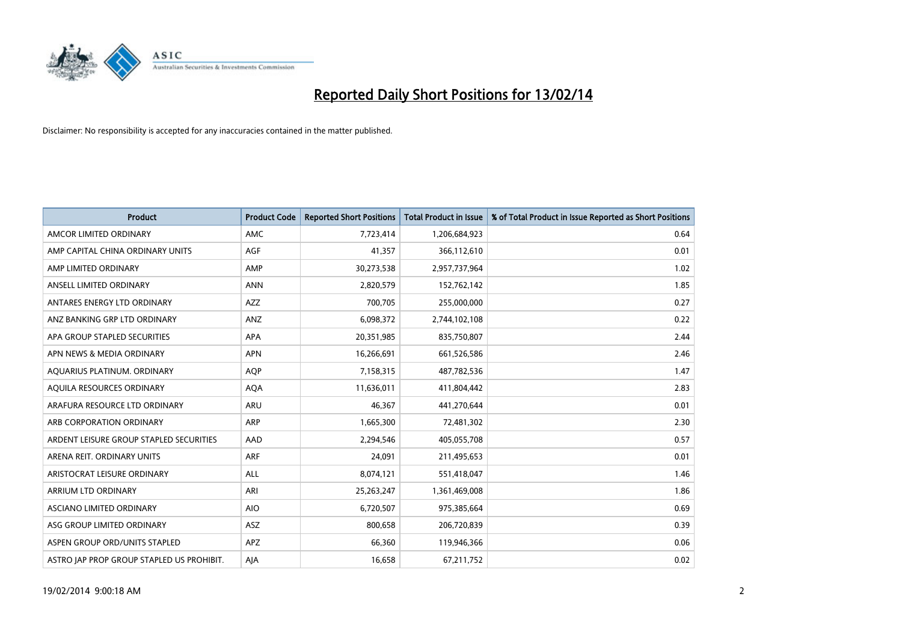# Reported Daily Short Positions for 13/02/14

Disclaimer: No responsibility is accepted for any inaccuracies contained in the matter published.

| Product | Product Code | Reported Short Positions | Total Product in Issue | % of Total Product in Issue Reported as Short Positions |
|---|---|---|---|---|
| AMCOR LIMITED ORDINARY | AMC | 7,723,414 | 1,206,684,923 | 0.64 |
| AMP CAPITAL CHINA ORDINARY UNITS | AGF | 41,357 | 366,112,610 | 0.01 |
| AMP LIMITED ORDINARY | AMP | 30,273,538 | 2,957,737,964 | 1.02 |
| ANSELL LIMITED ORDINARY | ANN | 2,820,579 | 152,762,142 | 1.85 |
| ANTARES ENERGY LTD ORDINARY | AZZ | 700,705 | 255,000,000 | 0.27 |
| ANZ BANKING GRP LTD ORDINARY | ANZ | 6,098,372 | 2,744,102,108 | 0.22 |
| APA GROUP STAPLED SECURITIES | APA | 20,351,985 | 835,750,807 | 2.44 |
| APN NEWS & MEDIA ORDINARY | APN | 16,266,691 | 661,526,586 | 2.46 |
| AQUARIUS PLATINUM. ORDINARY | AQP | 7,158,315 | 487,782,536 | 1.47 |
| AQUILA RESOURCES ORDINARY | AQA | 11,636,011 | 411,804,442 | 2.83 |
| ARAFURA RESOURCE LTD ORDINARY | ARU | 46,367 | 441,270,644 | 0.01 |
| ARB CORPORATION ORDINARY | ARP | 1,665,300 | 72,481,302 | 2.30 |
| ARDENT LEISURE GROUP STAPLED SECURITIES | AAD | 2,294,546 | 405,055,708 | 0.57 |
| ARENA REIT. ORDINARY UNITS | ARF | 24,091 | 211,495,653 | 0.01 |
| ARISTOCRAT LEISURE ORDINARY | ALL | 8,074,121 | 551,418,047 | 1.46 |
| ARRIUM LTD ORDINARY | ARI | 25,263,247 | 1,361,469,008 | 1.86 |
| ASCIANO LIMITED ORDINARY | AIO | 6,720,507 | 975,385,664 | 0.69 |
| ASG GROUP LIMITED ORDINARY | ASZ | 800,658 | 206,720,839 | 0.39 |
| ASPEN GROUP ORD/UNITS STAPLED | APZ | 66,360 | 119,946,366 | 0.06 |
| ASTRO JAP PROP GROUP STAPLED US PROHIBIT. | AJA | 16,658 | 67,211,752 | 0.02 |

19/02/2014 9:00:18 AM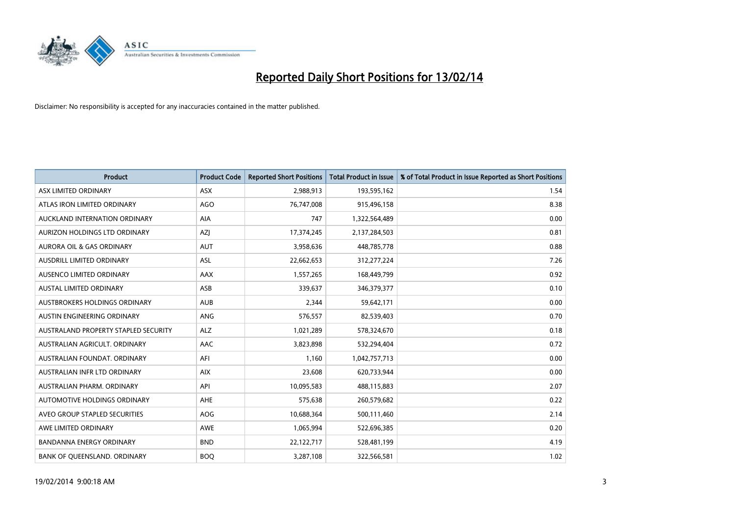# Reported Daily Short Positions for 13/02/14

Disclaimer: No responsibility is accepted for any inaccuracies contained in the matter published.

| Product | Product Code | Reported Short Positions | Total Product in Issue | % of Total Product in Issue Reported as Short Positions |
| --- | --- | --- | --- | --- |
| ASX LIMITED ORDINARY | ASX | 2,988,913 | 193,595,162 | 1.54 |
| ATLAS IRON LIMITED ORDINARY | AGO | 76,747,008 | 915,496,158 | 8.38 |
| AUCKLAND INTERNATION ORDINARY | AIA | 747 | 1,322,564,489 | 0.00 |
| AURIZON HOLDINGS LTD ORDINARY | AZJ | 17,374,245 | 2,137,284,503 | 0.81 |
| AURORA OIL & GAS ORDINARY | AUT | 3,958,636 | 448,785,778 | 0.88 |
| AUSDRILL LIMITED ORDINARY | ASL | 22,662,653 | 312,277,224 | 7.26 |
| AUSENCO LIMITED ORDINARY | AAX | 1,557,265 | 168,449,799 | 0.92 |
| AUSTAL LIMITED ORDINARY | ASB | 339,637 | 346,379,377 | 0.10 |
| AUSTBROKERS HOLDINGS ORDINARY | AUB | 2,344 | 59,642,171 | 0.00 |
| AUSTIN ENGINEERING ORDINARY | ANG | 576,557 | 82,539,403 | 0.70 |
| AUSTRALAND PROPERTY STAPLED SECURITY | ALZ | 1,021,289 | 578,324,670 | 0.18 |
| AUSTRALIAN AGRICULT. ORDINARY | AAC | 3,823,898 | 532,294,404 | 0.72 |
| AUSTRALIAN FOUNDAT. ORDINARY | AFI | 1,160 | 1,042,757,713 | 0.00 |
| AUSTRALIAN INFR LTD ORDINARY | AIX | 23,608 | 620,733,944 | 0.00 |
| AUSTRALIAN PHARM. ORDINARY | API | 10,095,583 | 488,115,883 | 2.07 |
| AUTOMOTIVE HOLDINGS ORDINARY | AHE | 575,638 | 260,579,682 | 0.22 |
| AVEO GROUP STAPLED SECURITIES | AOG | 10,688,364 | 500,111,460 | 2.14 |
| AWE LIMITED ORDINARY | AWE | 1,065,994 | 522,696,385 | 0.20 |
| BANDANNA ENERGY ORDINARY | BND | 22,122,717 | 528,481,199 | 4.19 |
| BANK OF QUEENSLAND. ORDINARY | BOQ | 3,287,108 | 322,566,581 | 1.02 |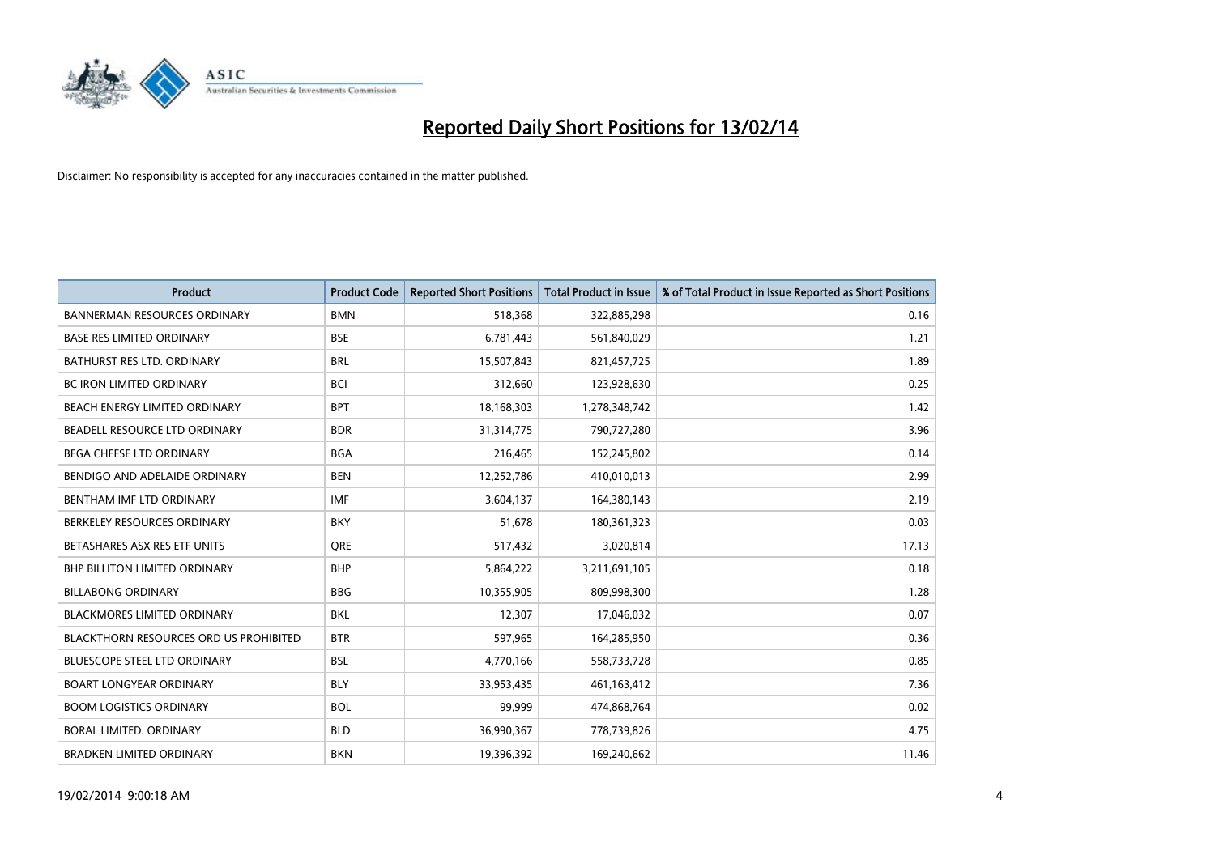# Reported Daily Short Positions for 13/02/14

Disclaimer: No responsibility is accepted for any inaccuracies contained in the matter published.

| Product | Product Code | Reported Short Positions | Total Product in Issue | % of Total Product in Issue Reported as Short Positions |
|---|---|---|---|---|
| BANNERMAN RESOURCES ORDINARY | BMN | 518,368 | 322,885,298 | 0.16 |
| BASE RES LIMITED ORDINARY | BSE | 6,781,443 | 561,840,029 | 1.21 |
| BATHURST RES LTD. ORDINARY | BRL | 15,507,843 | 821,457,725 | 1.89 |
| BC IRON LIMITED ORDINARY | BCI | 312,660 | 123,928,630 | 0.25 |
| BEACH ENERGY LIMITED ORDINARY | BPT | 18,168,303 | 1,278,348,742 | 1.42 |
| BEADELL RESOURCE LTD ORDINARY | BDR | 31,314,775 | 790,727,280 | 3.96 |
| BEGA CHEESE LTD ORDINARY | BGA | 216,465 | 152,245,802 | 0.14 |
| BENDIGO AND ADELAIDE ORDINARY | BEN | 12,252,786 | 410,010,013 | 2.99 |
| BENTHAM IMF LTD ORDINARY | IMF | 3,604,137 | 164,380,143 | 2.19 |
| BERKELEY RESOURCES ORDINARY | BKY | 51,678 | 180,361,323 | 0.03 |
| BETASHARES ASX RES ETF UNITS | QRE | 517,432 | 3,020,814 | 17.13 |
| BHP BILLITON LIMITED ORDINARY | BHP | 5,864,222 | 3,211,691,105 | 0.18 |
| BILLABONG ORDINARY | BBG | 10,355,905 | 809,998,300 | 1.28 |
| BLACKMORES LIMITED ORDINARY | BKL | 12,307 | 17,046,032 | 0.07 |
| BLACKTHORN RESOURCES ORD US PROHIBITED | BTR | 597,965 | 164,285,950 | 0.36 |
| BLUESCOPE STEEL LTD ORDINARY | BSL | 4,770,166 | 558,733,728 | 0.85 |
| BOART LONGYEAR ORDINARY | BLY | 33,953,435 | 461,163,412 | 7.36 |
| BOOM LOGISTICS ORDINARY | BOL | 99,999 | 474,868,764 | 0.02 |
| BORAL LIMITED. ORDINARY | BLD | 36,990,367 | 778,739,826 | 4.75 |
| BRADKEN LIMITED ORDINARY | BKN | 19,396,392 | 169,240,662 | 11.46 |

19/02/2014 9:00:18 AM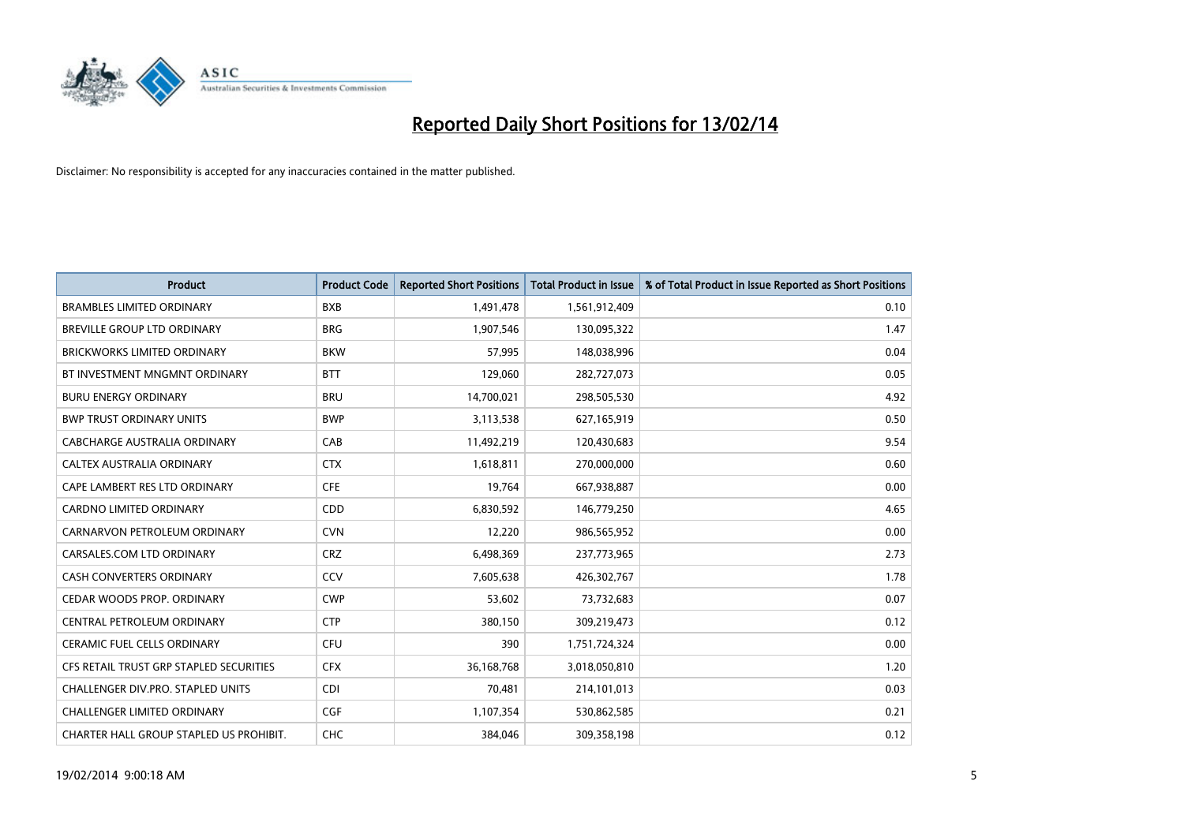# Reported Daily Short Positions for 13/02/14

Disclaimer: No responsibility is accepted for any inaccuracies contained in the matter published.

| Product | Product Code | Reported Short Positions | Total Product in Issue | % of Total Product in Issue Reported as Short Positions |
|---|---|---|---|---|
| BRAMBLES LIMITED ORDINARY | BXB | 1,491,478 | 1,561,912,409 | 0.10 |
| BREVILLE GROUP LTD ORDINARY | BRG | 1,907,546 | 130,095,322 | 1.47 |
| BRICKWORKS LIMITED ORDINARY | BKW | 57,995 | 148,038,996 | 0.04 |
| BT INVESTMENT MNGMNT ORDINARY | BTT | 129,060 | 282,727,073 | 0.05 |
| BURU ENERGY ORDINARY | BRU | 14,700,021 | 298,505,530 | 4.92 |
| BWP TRUST ORDINARY UNITS | BWP | 3,113,538 | 627,165,919 | 0.50 |
| CABCHARGE AUSTRALIA ORDINARY | CAB | 11,492,219 | 120,430,683 | 9.54 |
| CALTEX AUSTRALIA ORDINARY | CTX | 1,618,811 | 270,000,000 | 0.60 |
| CAPE LAMBERT RES LTD ORDINARY | CFE | 19,764 | 667,938,887 | 0.00 |
| CARDNO LIMITED ORDINARY | CDD | 6,830,592 | 146,779,250 | 4.65 |
| CARNARVON PETROLEUM ORDINARY | CVN | 12,220 | 986,565,952 | 0.00 |
| CARSALES.COM LTD ORDINARY | CRZ | 6,498,369 | 237,773,965 | 2.73 |
| CASH CONVERTERS ORDINARY | CCV | 7,605,638 | 426,302,767 | 1.78 |
| CEDAR WOODS PROP. ORDINARY | CWP | 53,602 | 73,732,683 | 0.07 |
| CENTRAL PETROLEUM ORDINARY | CTP | 380,150 | 309,219,473 | 0.12 |
| CERAMIC FUEL CELLS ORDINARY | CFU | 390 | 1,751,724,324 | 0.00 |
| CFS RETAIL TRUST GRP STAPLED SECURITIES | CFX | 36,168,768 | 3,018,050,810 | 1.20 |
| CHALLENGER DIV.PRO. STAPLED UNITS | CDI | 70,481 | 214,101,013 | 0.03 |
| CHALLENGER LIMITED ORDINARY | CGF | 1,107,354 | 530,862,585 | 0.21 |
| CHARTER HALL GROUP STAPLED US PROHIBIT. | CHC | 384,046 | 309,358,198 | 0.12 |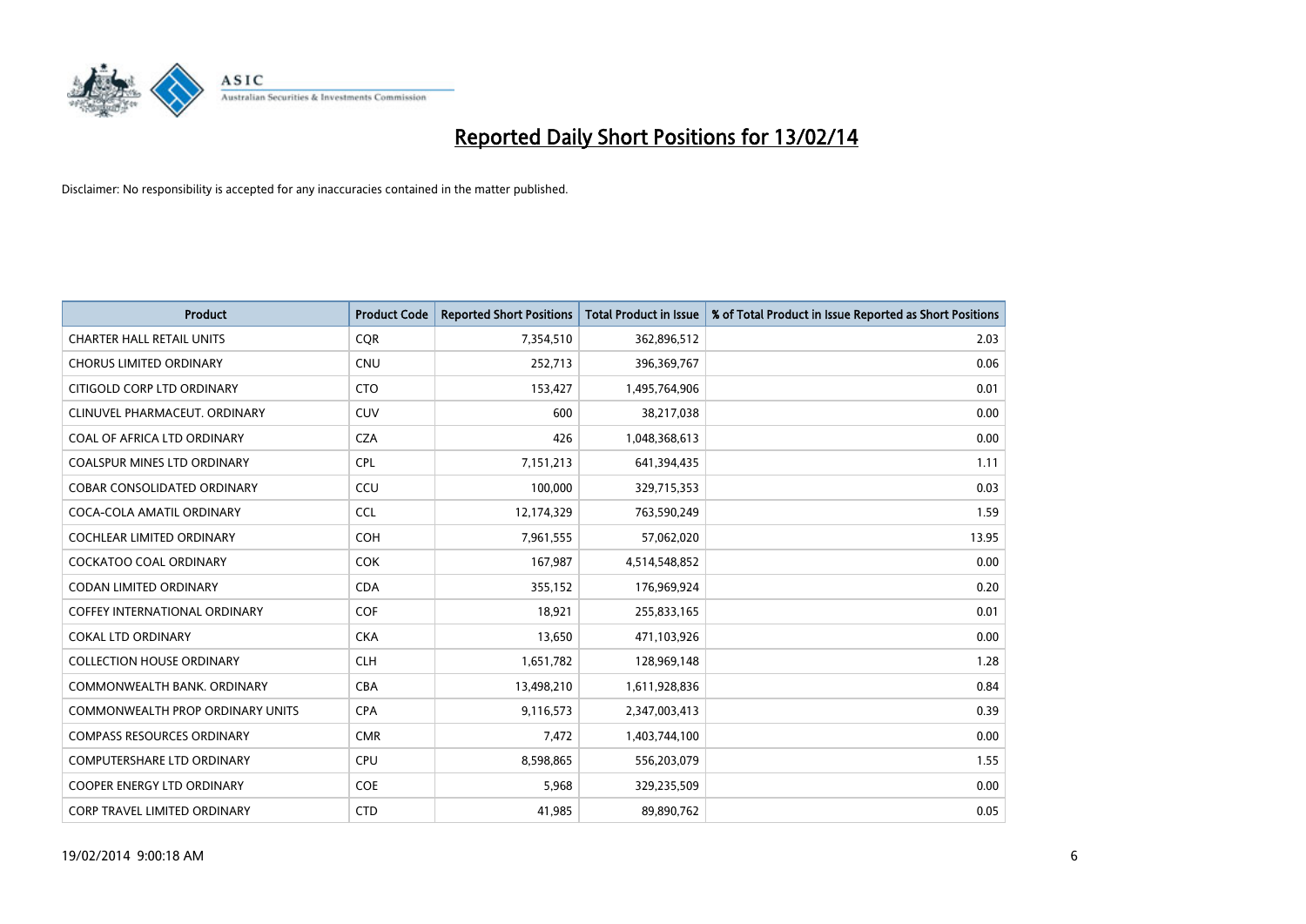# Reported Daily Short Positions for 13/02/14

Disclaimer: No responsibility is accepted for any inaccuracies contained in the matter published.

| Product | Product Code | Reported Short Positions | Total Product in Issue | % of Total Product in Issue Reported as Short Positions |
|---|---|---|---|---|
| CHARTER HALL RETAIL UNITS | CQR | 7,354,510 | 362,896,512 | 2.03 |
| CHORUS LIMITED ORDINARY | CNU | 252,713 | 396,369,767 | 0.06 |
| CITIGOLD CORP LTD ORDINARY | CTO | 153,427 | 1,495,764,906 | 0.01 |
| CLINUVEL PHARMACEUT. ORDINARY | CUV | 600 | 38,217,038 | 0.00 |
| COAL OF AFRICA LTD ORDINARY | CZA | 426 | 1,048,368,613 | 0.00 |
| COALSPUR MINES LTD ORDINARY | CPL | 7,151,213 | 641,394,435 | 1.11 |
| COBAR CONSOLIDATED ORDINARY | CCU | 100,000 | 329,715,353 | 0.03 |
| COCA-COLA AMATIL ORDINARY | CCL | 12,174,329 | 763,590,249 | 1.59 |
| COCHLEAR LIMITED ORDINARY | COH | 7,961,555 | 57,062,020 | 13.95 |
| COCKATOO COAL ORDINARY | COK | 167,987 | 4,514,548,852 | 0.00 |
| CODAN LIMITED ORDINARY | CDA | 355,152 | 176,969,924 | 0.20 |
| COFFEY INTERNATIONAL ORDINARY | COF | 18,921 | 255,833,165 | 0.01 |
| COKAL LTD ORDINARY | CKA | 13,650 | 471,103,926 | 0.00 |
| COLLECTION HOUSE ORDINARY | CLH | 1,651,782 | 128,969,148 | 1.28 |
| COMMONWEALTH BANK. ORDINARY | CBA | 13,498,210 | 1,611,928,836 | 0.84 |
| COMMONWEALTH PROP ORDINARY UNITS | CPA | 9,116,573 | 2,347,003,413 | 0.39 |
| COMPASS RESOURCES ORDINARY | CMR | 7,472 | 1,403,744,100 | 0.00 |
| COMPUTERSHARE LTD ORDINARY | CPU | 8,598,865 | 556,203,079 | 1.55 |
| COOPER ENERGY LTD ORDINARY | COE | 5,968 | 329,235,509 | 0.00 |
| CORP TRAVEL LIMITED ORDINARY | CTD | 41,985 | 89,890,762 | 0.05 |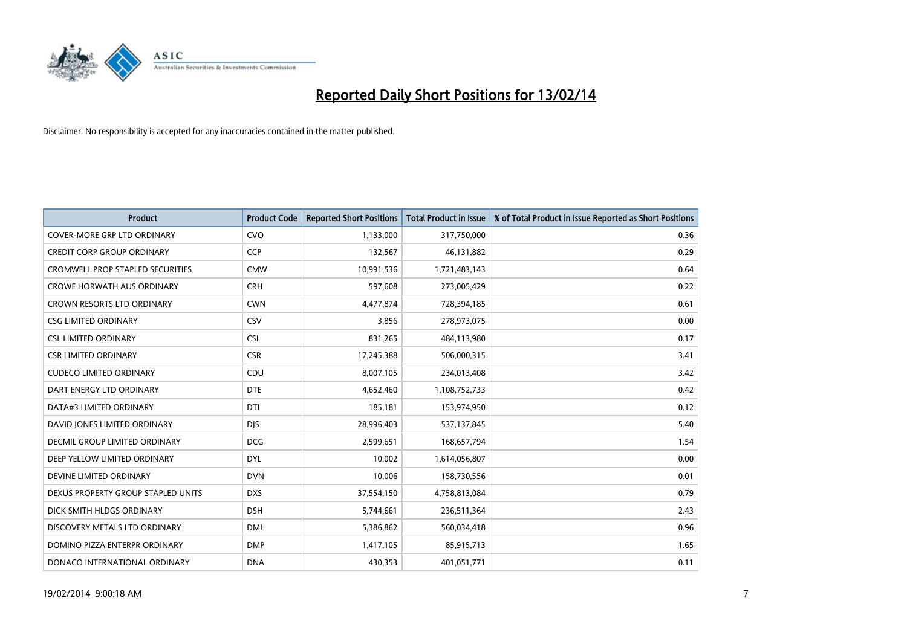# Reported Daily Short Positions for 13/02/14

Disclaimer: No responsibility is accepted for any inaccuracies contained in the matter published.

| Product | Product Code | Reported Short Positions | Total Product in Issue | % of Total Product in Issue Reported as Short Positions |
|---|---|---|---|---|
| COVER-MORE GRP LTD ORDINARY | CVO | 1,133,000 | 317,750,000 | 0.36 |
| CREDIT CORP GROUP ORDINARY | CCP | 132,567 | 46,131,882 | 0.29 |
| CROMWELL PROP STAPLED SECURITIES | CMW | 10,991,536 | 1,721,483,143 | 0.64 |
| CROWE HORWATH AUS ORDINARY | CRH | 597,608 | 273,005,429 | 0.22 |
| CROWN RESORTS LTD ORDINARY | CWN | 4,477,874 | 728,394,185 | 0.61 |
| CSG LIMITED ORDINARY | CSV | 3,856 | 278,973,075 | 0.00 |
| CSL LIMITED ORDINARY | CSL | 831,265 | 484,113,980 | 0.17 |
| CSR LIMITED ORDINARY | CSR | 17,245,388 | 506,000,315 | 3.41 |
| CUDECO LIMITED ORDINARY | CDU | 8,007,105 | 234,013,408 | 3.42 |
| DART ENERGY LTD ORDINARY | DTE | 4,652,460 | 1,108,752,733 | 0.42 |
| DATA#3 LIMITED ORDINARY | DTL | 185,181 | 153,974,950 | 0.12 |
| DAVID JONES LIMITED ORDINARY | DJS | 28,996,403 | 537,137,845 | 5.40 |
| DECMIL GROUP LIMITED ORDINARY | DCG | 2,599,651 | 168,657,794 | 1.54 |
| DEEP YELLOW LIMITED ORDINARY | DYL | 10,002 | 1,614,056,807 | 0.00 |
| DEVINE LIMITED ORDINARY | DVN | 10,006 | 158,730,556 | 0.01 |
| DEXUS PROPERTY GROUP STAPLED UNITS | DXS | 37,554,150 | 4,758,813,084 | 0.79 |
| DICK SMITH HLDGS ORDINARY | DSH | 5,744,661 | 236,511,364 | 2.43 |
| DISCOVERY METALS LTD ORDINARY | DML | 5,386,862 | 560,034,418 | 0.96 |
| DOMINO PIZZA ENTERPR ORDINARY | DMP | 1,417,105 | 85,915,713 | 1.65 |
| DONACO INTERNATIONAL ORDINARY | DNA | 430,353 | 401,051,771 | 0.11 |

19/02/2014 9:00:18 AM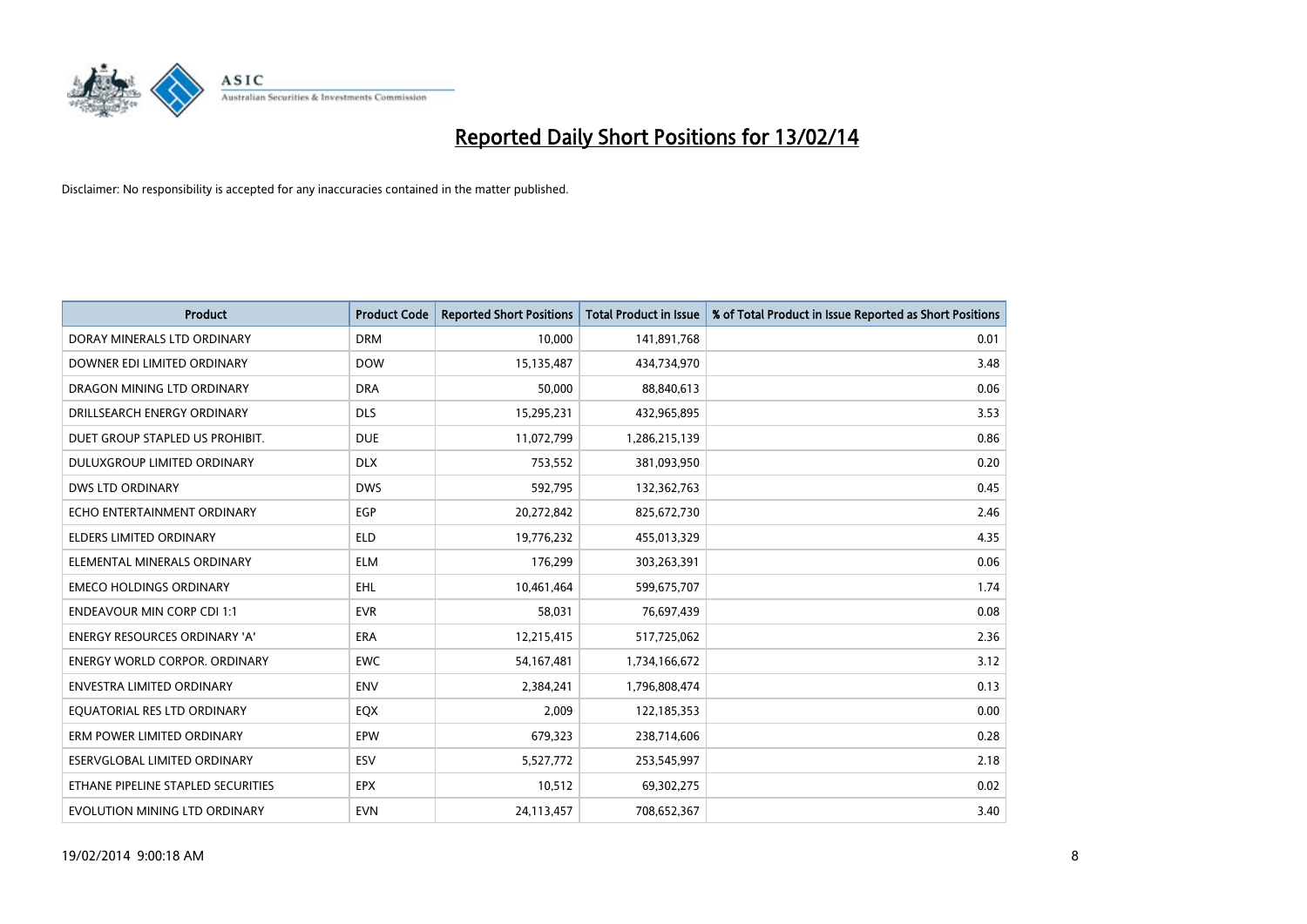# Reported Daily Short Positions for 13/02/14

Disclaimer: No responsibility is accepted for any inaccuracies contained in the matter published.

| Product | Product Code | Reported Short Positions | Total Product in Issue | % of Total Product in Issue Reported as Short Positions |
|---|---|---|---|---|
| DORAY MINERALS LTD ORDINARY | DRM | 10,000 | 141,891,768 | 0.01 |
| DOWNER EDI LIMITED ORDINARY | DOW | 15,135,487 | 434,734,970 | 3.48 |
| DRAGON MINING LTD ORDINARY | DRA | 50,000 | 88,840,613 | 0.06 |
| DRILLSEARCH ENERGY ORDINARY | DLS | 15,295,231 | 432,965,895 | 3.53 |
| DUET GROUP STAPLED US PROHIBIT. | DUE | 11,072,799 | 1,286,215,139 | 0.86 |
| DULUXGROUP LIMITED ORDINARY | DLX | 753,552 | 381,093,950 | 0.20 |
| DWS LTD ORDINARY | DWS | 592,795 | 132,362,763 | 0.45 |
| ECHO ENTERTAINMENT ORDINARY | EGP | 20,272,842 | 825,672,730 | 2.46 |
| ELDERS LIMITED ORDINARY | ELD | 19,776,232 | 455,013,329 | 4.35 |
| ELEMENTAL MINERALS ORDINARY | ELM | 176,299 | 303,263,391 | 0.06 |
| EMECO HOLDINGS ORDINARY | EHL | 10,461,464 | 599,675,707 | 1.74 |
| ENDEAVOUR MIN CORP CDI 1:1 | EVR | 58,031 | 76,697,439 | 0.08 |
| ENERGY RESOURCES ORDINARY 'A' | ERA | 12,215,415 | 517,725,062 | 2.36 |
| ENERGY WORLD CORPOR. ORDINARY | EWC | 54,167,481 | 1,734,166,672 | 3.12 |
| ENVESTRA LIMITED ORDINARY | ENV | 2,384,241 | 1,796,808,474 | 0.13 |
| EQUATORIAL RES LTD ORDINARY | EQX | 2,009 | 122,185,353 | 0.00 |
| ERM POWER LIMITED ORDINARY | EPW | 679,323 | 238,714,606 | 0.28 |
| ESERVGLOBAL LIMITED ORDINARY | ESV | 5,527,772 | 253,545,997 | 2.18 |
| ETHANE PIPELINE STAPLED SECURITIES | EPX | 10,512 | 69,302,275 | 0.02 |
| EVOLUTION MINING LTD ORDINARY | EVN | 24,113,457 | 708,652,367 | 3.40 |

19/02/2014 9:00:18 AM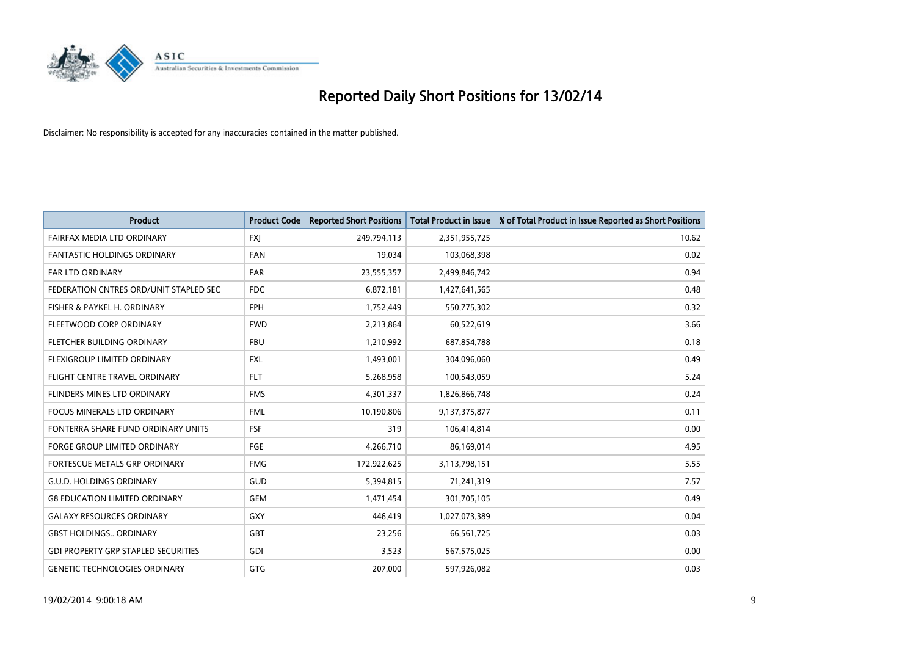# Reported Daily Short Positions for 13/02/14

Disclaimer: No responsibility is accepted for any inaccuracies contained in the matter published.

| Product | Product Code | Reported Short Positions | Total Product in Issue | % of Total Product in Issue Reported as Short Positions |
|---|---|---|---|---|
| FAIRFAX MEDIA LTD ORDINARY | FXJ | 249,794,113 | 2,351,955,725 | 10.62 |
| FANTASTIC HOLDINGS ORDINARY | FAN | 19,034 | 103,068,398 | 0.02 |
| FAR LTD ORDINARY | FAR | 23,555,357 | 2,499,846,742 | 0.94 |
| FEDERATION CNTRES ORD/UNIT STAPLED SEC | FDC | 6,872,181 | 1,427,641,565 | 0.48 |
| FISHER & PAYKEL H. ORDINARY | FPH | 1,752,449 | 550,775,302 | 0.32 |
| FLEETWOOD CORP ORDINARY | FWD | 2,213,864 | 60,522,619 | 3.66 |
| FLETCHER BUILDING ORDINARY | FBU | 1,210,992 | 687,854,788 | 0.18 |
| FLEXIGROUP LIMITED ORDINARY | FXL | 1,493,001 | 304,096,060 | 0.49 |
| FLIGHT CENTRE TRAVEL ORDINARY | FLT | 5,268,958 | 100,543,059 | 5.24 |
| FLINDERS MINES LTD ORDINARY | FMS | 4,301,337 | 1,826,866,748 | 0.24 |
| FOCUS MINERALS LTD ORDINARY | FML | 10,190,806 | 9,137,375,877 | 0.11 |
| FONTERRA SHARE FUND ORDINARY UNITS | FSF | 319 | 106,414,814 | 0.00 |
| FORGE GROUP LIMITED ORDINARY | FGE | 4,266,710 | 86,169,014 | 4.95 |
| FORTESCUE METALS GRP ORDINARY | FMG | 172,922,625 | 3,113,798,151 | 5.55 |
| G.U.D. HOLDINGS ORDINARY | GUD | 5,394,815 | 71,241,319 | 7.57 |
| G8 EDUCATION LIMITED ORDINARY | GEM | 1,471,454 | 301,705,105 | 0.49 |
| GALAXY RESOURCES ORDINARY | GXY | 446,419 | 1,027,073,389 | 0.04 |
| GBST HOLDINGS.. ORDINARY | GBT | 23,256 | 66,561,725 | 0.03 |
| GDI PROPERTY GRP STAPLED SECURITIES | GDI | 3,523 | 567,575,025 | 0.00 |
| GENETIC TECHNOLOGIES ORDINARY | GTG | 207,000 | 597,926,082 | 0.03 |

19/02/2014 9:00:18 AM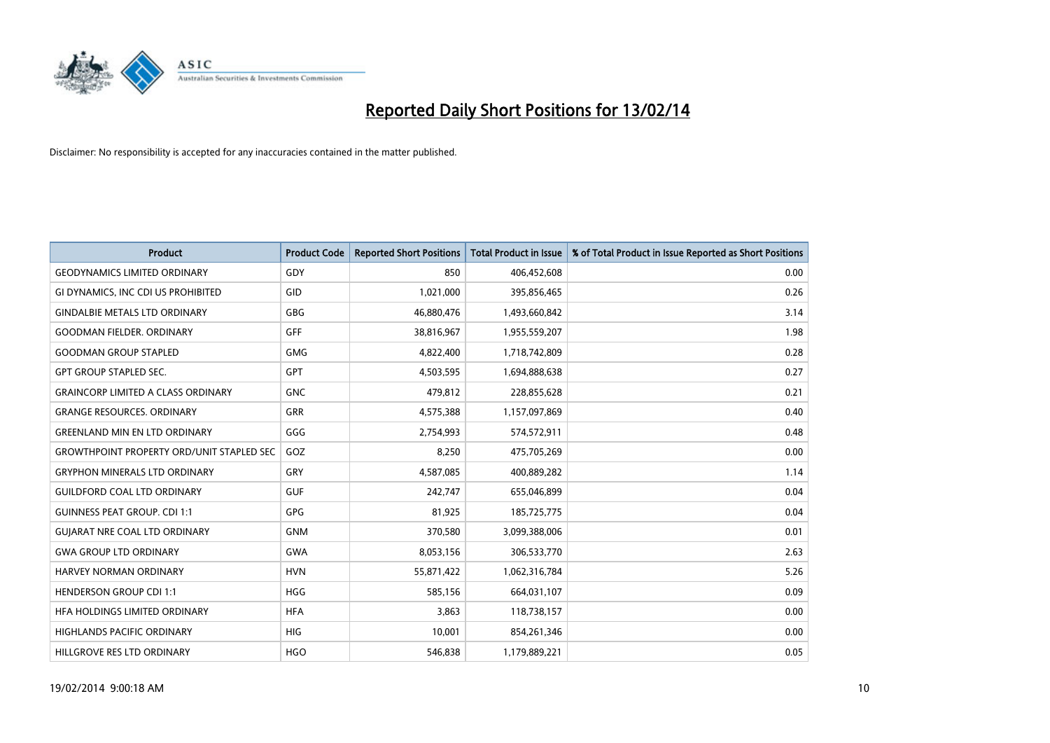# Reported Daily Short Positions for 13/02/14

Disclaimer: No responsibility is accepted for any inaccuracies contained in the matter published.

| Product | Product Code | Reported Short Positions | Total Product in Issue | % of Total Product in Issue Reported as Short Positions |
| --- | --- | --- | --- | --- |
| GEODYNAMICS LIMITED ORDINARY | GDY | 850 | 406,452,608 | 0.00 |
| GI DYNAMICS, INC CDI US PROHIBITED | GID | 1,021,000 | 395,856,465 | 0.26 |
| GINDALBIE METALS LTD ORDINARY | GBG | 46,880,476 | 1,493,660,842 | 3.14 |
| GOODMAN FIELDER. ORDINARY | GFF | 38,816,967 | 1,955,559,207 | 1.98 |
| GOODMAN GROUP STAPLED | GMG | 4,822,400 | 1,718,742,809 | 0.28 |
| GPT GROUP STAPLED SEC. | GPT | 4,503,595 | 1,694,888,638 | 0.27 |
| GRAINCORP LIMITED A CLASS ORDINARY | GNC | 479,812 | 228,855,628 | 0.21 |
| GRANGE RESOURCES. ORDINARY | GRR | 4,575,388 | 1,157,097,869 | 0.40 |
| GREENLAND MIN EN LTD ORDINARY | GGG | 2,754,993 | 574,572,911 | 0.48 |
| GROWTHPOINT PROPERTY ORD/UNIT STAPLED SEC | GOZ | 8,250 | 475,705,269 | 0.00 |
| GRYPHON MINERALS LTD ORDINARY | GRY | 4,587,085 | 400,889,282 | 1.14 |
| GUILDFORD COAL LTD ORDINARY | GUF | 242,747 | 655,046,899 | 0.04 |
| GUINNESS PEAT GROUP. CDI 1:1 | GPG | 81,925 | 185,725,775 | 0.04 |
| GUJARAT NRE COAL LTD ORDINARY | GNM | 370,580 | 3,099,388,006 | 0.01 |
| GWA GROUP LTD ORDINARY | GWA | 8,053,156 | 306,533,770 | 2.63 |
| HARVEY NORMAN ORDINARY | HVN | 55,871,422 | 1,062,316,784 | 5.26 |
| HENDERSON GROUP CDI 1:1 | HGG | 585,156 | 664,031,107 | 0.09 |
| HFA HOLDINGS LIMITED ORDINARY | HFA | 3,863 | 118,738,157 | 0.00 |
| HIGHLANDS PACIFIC ORDINARY | HIG | 10,001 | 854,261,346 | 0.00 |
| HILLGROVE RES LTD ORDINARY | HGO | 546,838 | 1,179,889,221 | 0.05 |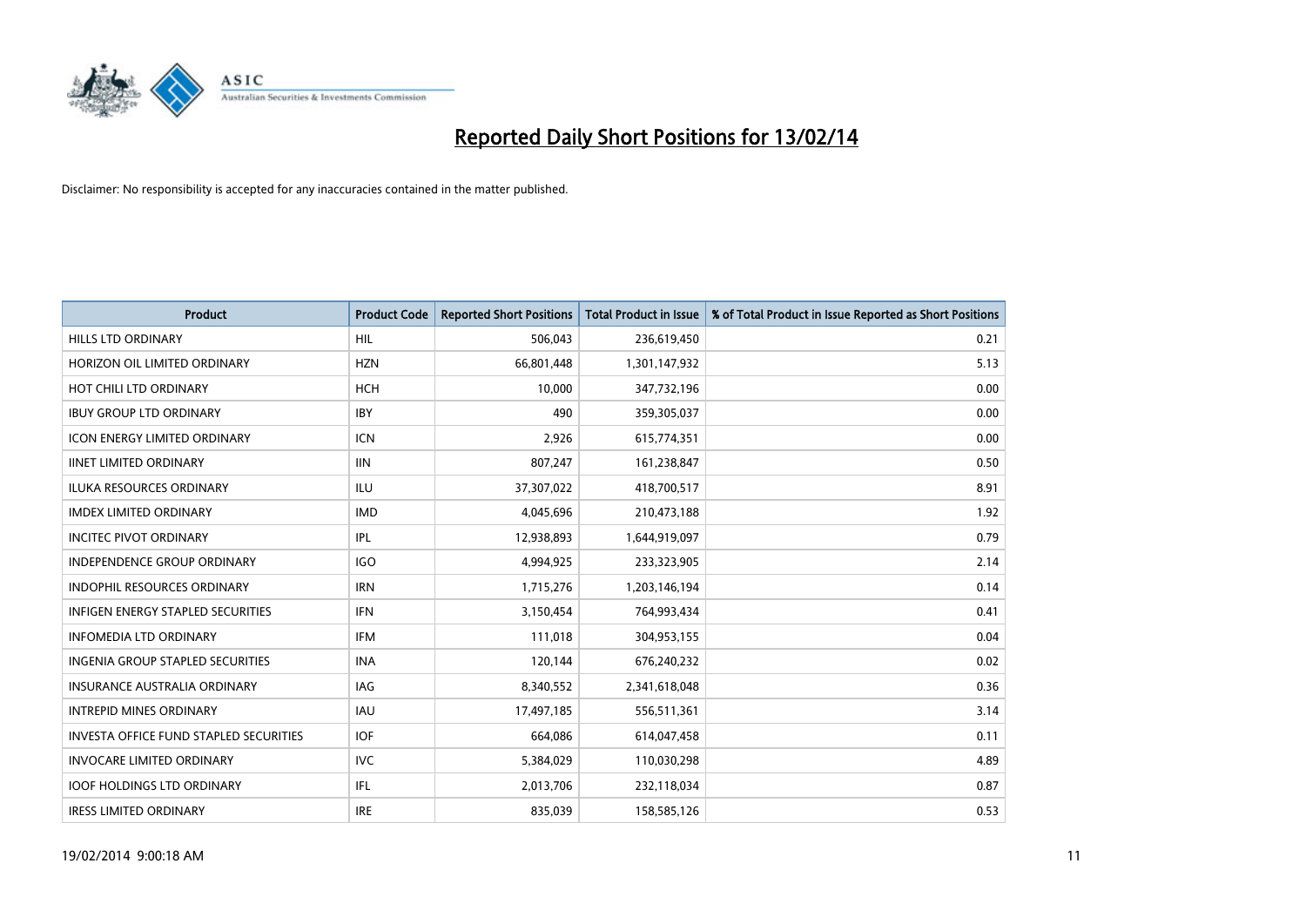# Reported Daily Short Positions for 13/02/14

Disclaimer: No responsibility is accepted for any inaccuracies contained in the matter published.

| Product | Product Code | Reported Short Positions | Total Product in Issue | % of Total Product in Issue Reported as Short Positions |
|---|---|---|---|---|
| HILLS LTD ORDINARY | HIL | 506,043 | 236,619,450 | 0.21 |
| HORIZON OIL LIMITED ORDINARY | HZN | 66,801,448 | 1,301,147,932 | 5.13 |
| HOT CHILI LTD ORDINARY | HCH | 10,000 | 347,732,196 | 0.00 |
| IBUY GROUP LTD ORDINARY | IBY | 490 | 359,305,037 | 0.00 |
| ICON ENERGY LIMITED ORDINARY | ICN | 2,926 | 615,774,351 | 0.00 |
| IINET LIMITED ORDINARY | IIN | 807,247 | 161,238,847 | 0.50 |
| ILUKA RESOURCES ORDINARY | ILU | 37,307,022 | 418,700,517 | 8.91 |
| IMDEX LIMITED ORDINARY | IMD | 4,045,696 | 210,473,188 | 1.92 |
| INCITEC PIVOT ORDINARY | IPL | 12,938,893 | 1,644,919,097 | 0.79 |
| INDEPENDENCE GROUP ORDINARY | IGO | 4,994,925 | 233,323,905 | 2.14 |
| INDOPHIL RESOURCES ORDINARY | IRN | 1,715,276 | 1,203,146,194 | 0.14 |
| INFIGEN ENERGY STAPLED SECURITIES | IFN | 3,150,454 | 764,993,434 | 0.41 |
| INFOMEDIA LTD ORDINARY | IFM | 111,018 | 304,953,155 | 0.04 |
| INGENIA GROUP STAPLED SECURITIES | INA | 120,144 | 676,240,232 | 0.02 |
| INSURANCE AUSTRALIA ORDINARY | IAG | 8,340,552 | 2,341,618,048 | 0.36 |
| INTREPID MINES ORDINARY | IAU | 17,497,185 | 556,511,361 | 3.14 |
| INVESTA OFFICE FUND STAPLED SECURITIES | IOF | 664,086 | 614,047,458 | 0.11 |
| INVOCARE LIMITED ORDINARY | IVC | 5,384,029 | 110,030,298 | 4.89 |
| IOOF HOLDINGS LTD ORDINARY | IFL | 2,013,706 | 232,118,034 | 0.87 |
| IRESS LIMITED ORDINARY | IRE | 835,039 | 158,585,126 | 0.53 |

19/02/2014 9:00:18 AM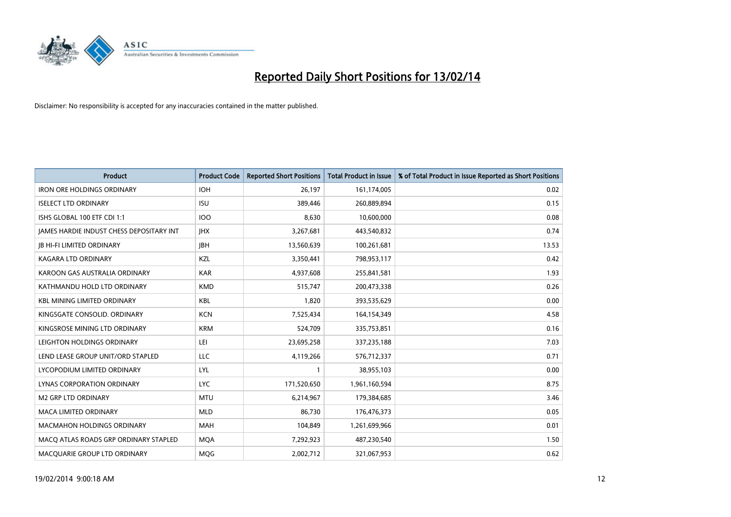# Reported Daily Short Positions for 13/02/14

Disclaimer: No responsibility is accepted for any inaccuracies contained in the matter published.

| Product | Product Code | Reported Short Positions | Total Product in Issue | % of Total Product in Issue Reported as Short Positions |
|---|---|---|---|---|
| IRON ORE HOLDINGS ORDINARY | IOH | 26,197 | 161,174,005 | 0.02 |
| ISELECT LTD ORDINARY | ISU | 389,446 | 260,889,894 | 0.15 |
| ISHS GLOBAL 100 ETF CDI 1:1 | IOO | 8,630 | 10,600,000 | 0.08 |
| JAMES HARDIE INDUST CHESS DEPOSITARY INT | JHX | 3,267,681 | 443,540,832 | 0.74 |
| JB HI-FI LIMITED ORDINARY | JBH | 13,560,639 | 100,261,681 | 13.53 |
| KAGARA LTD ORDINARY | KZL | 3,350,441 | 798,953,117 | 0.42 |
| KAROON GAS AUSTRALIA ORDINARY | KAR | 4,937,608 | 255,841,581 | 1.93 |
| KATHMANDU HOLD LTD ORDINARY | KMD | 515,747 | 200,473,338 | 0.26 |
| KBL MINING LIMITED ORDINARY | KBL | 1,820 | 393,535,629 | 0.00 |
| KINGSGATE CONSOLID. ORDINARY | KCN | 7,525,434 | 164,154,349 | 4.58 |
| KINGSROSE MINING LTD ORDINARY | KRM | 524,709 | 335,753,851 | 0.16 |
| LEIGHTON HOLDINGS ORDINARY | LEI | 23,695,258 | 337,235,188 | 7.03 |
| LEND LEASE GROUP UNIT/ORD STAPLED | LLC | 4,119,266 | 576,712,337 | 0.71 |
| LYCOPODIUM LIMITED ORDINARY | LYL | 1 | 38,955,103 | 0.00 |
| LYNAS CORPORATION ORDINARY | LYC | 171,520,650 | 1,961,160,594 | 8.75 |
| M2 GRP LTD ORDINARY | MTU | 6,214,967 | 179,384,685 | 3.46 |
| MACA LIMITED ORDINARY | MLD | 86,730 | 176,476,373 | 0.05 |
| MACMAHON HOLDINGS ORDINARY | MAH | 104,849 | 1,261,699,966 | 0.01 |
| MACQ ATLAS ROADS GRP ORDINARY STAPLED | MQA | 7,292,923 | 487,230,540 | 1.50 |
| MACQUARIE GROUP LTD ORDINARY | MQG | 2,002,712 | 321,067,953 | 0.62 |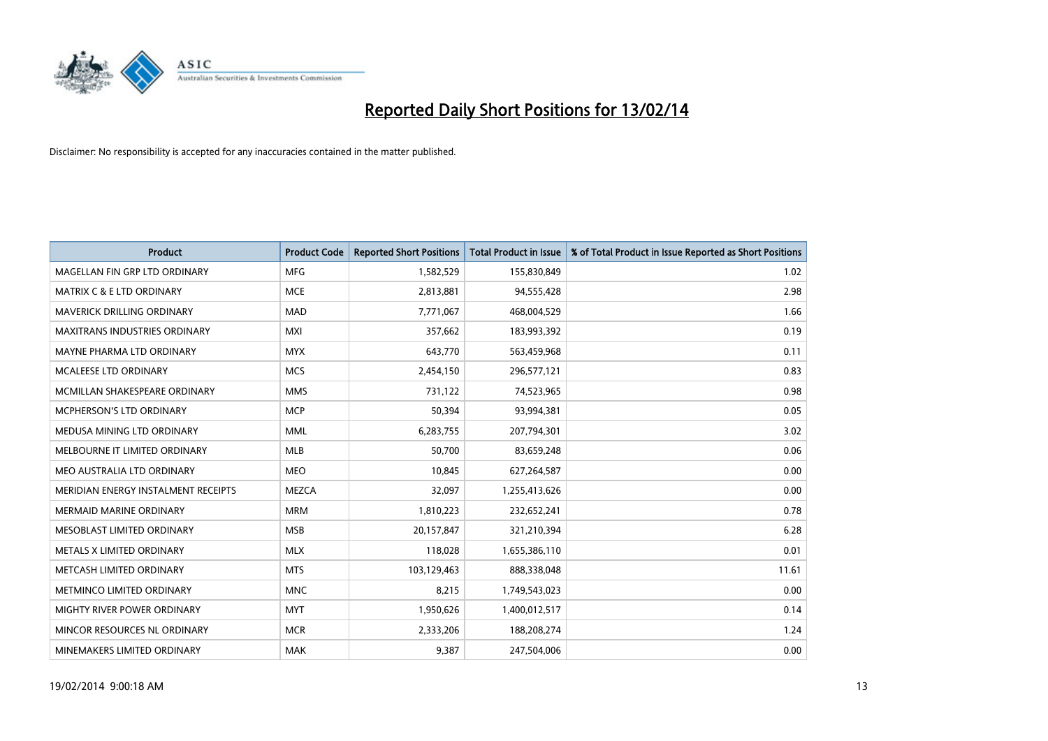# Reported Daily Short Positions for 13/02/14

Disclaimer: No responsibility is accepted for any inaccuracies contained in the matter published.

| Product | Product Code | Reported Short Positions | Total Product in Issue | % of Total Product in Issue Reported as Short Positions |
|---|---|---|---|---|
| MAGELLAN FIN GRP LTD ORDINARY | MFG | 1,582,529 | 155,830,849 | 1.02 |
| MATRIX C & E LTD ORDINARY | MCE | 2,813,881 | 94,555,428 | 2.98 |
| MAVERICK DRILLING ORDINARY | MAD | 7,771,067 | 468,004,529 | 1.66 |
| MAXITRANS INDUSTRIES ORDINARY | MXI | 357,662 | 183,993,392 | 0.19 |
| MAYNE PHARMA LTD ORDINARY | MYX | 643,770 | 563,459,968 | 0.11 |
| MCALEESE LTD ORDINARY | MCS | 2,454,150 | 296,577,121 | 0.83 |
| MCMILLAN SHAKESPEARE ORDINARY | MMS | 731,122 | 74,523,965 | 0.98 |
| MCPHERSON'S LTD ORDINARY | MCP | 50,394 | 93,994,381 | 0.05 |
| MEDUSA MINING LTD ORDINARY | MML | 6,283,755 | 207,794,301 | 3.02 |
| MELBOURNE IT LIMITED ORDINARY | MLB | 50,700 | 83,659,248 | 0.06 |
| MEO AUSTRALIA LTD ORDINARY | MEO | 10,845 | 627,264,587 | 0.00 |
| MERIDIAN ENERGY INSTALMENT RECEIPTS | MEZCA | 32,097 | 1,255,413,626 | 0.00 |
| MERMAID MARINE ORDINARY | MRM | 1,810,223 | 232,652,241 | 0.78 |
| MESOBLAST LIMITED ORDINARY | MSB | 20,157,847 | 321,210,394 | 6.28 |
| METALS X LIMITED ORDINARY | MLX | 118,028 | 1,655,386,110 | 0.01 |
| METCASH LIMITED ORDINARY | MTS | 103,129,463 | 888,338,048 | 11.61 |
| METMINCO LIMITED ORDINARY | MNC | 8,215 | 1,749,543,023 | 0.00 |
| MIGHTY RIVER POWER ORDINARY | MYT | 1,950,626 | 1,400,012,517 | 0.14 |
| MINCOR RESOURCES NL ORDINARY | MCR | 2,333,206 | 188,208,274 | 1.24 |
| MINEMAKERS LIMITED ORDINARY | MAK | 9,387 | 247,504,006 | 0.00 |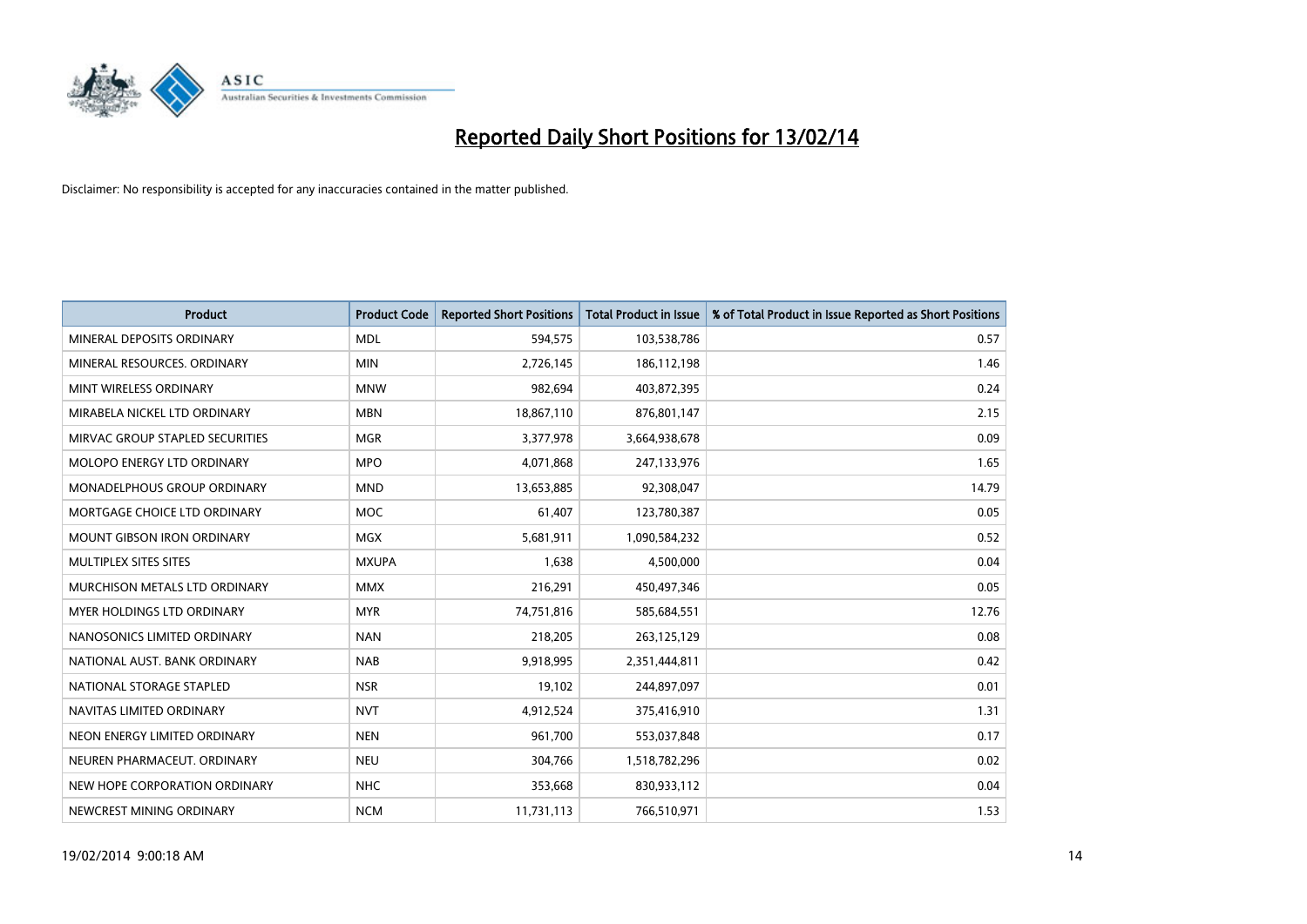# Reported Daily Short Positions for 13/02/14

Disclaimer: No responsibility is accepted for any inaccuracies contained in the matter published.

| Product | Product Code | Reported Short Positions | Total Product in Issue | % of Total Product in Issue Reported as Short Positions |
|---|---|---|---|---|
| MINERAL DEPOSITS ORDINARY | MDL | 594,575 | 103,538,786 | 0.57 |
| MINERAL RESOURCES. ORDINARY | MIN | 2,726,145 | 186,112,198 | 1.46 |
| MINT WIRELESS ORDINARY | MNW | 982,694 | 403,872,395 | 0.24 |
| MIRABELA NICKEL LTD ORDINARY | MBN | 18,867,110 | 876,801,147 | 2.15 |
| MIRVAC GROUP STAPLED SECURITIES | MGR | 3,377,978 | 3,664,938,678 | 0.09 |
| MOLOPO ENERGY LTD ORDINARY | MPO | 4,071,868 | 247,133,976 | 1.65 |
| MONADELPHOUS GROUP ORDINARY | MND | 13,653,885 | 92,308,047 | 14.79 |
| MORTGAGE CHOICE LTD ORDINARY | MOC | 61,407 | 123,780,387 | 0.05 |
| MOUNT GIBSON IRON ORDINARY | MGX | 5,681,911 | 1,090,584,232 | 0.52 |
| MULTIPLEX SITES SITES | MXUPA | 1,638 | 4,500,000 | 0.04 |
| MURCHISON METALS LTD ORDINARY | MMX | 216,291 | 450,497,346 | 0.05 |
| MYER HOLDINGS LTD ORDINARY | MYR | 74,751,816 | 585,684,551 | 12.76 |
| NANOSONICS LIMITED ORDINARY | NAN | 218,205 | 263,125,129 | 0.08 |
| NATIONAL AUST. BANK ORDINARY | NAB | 9,918,995 | 2,351,444,811 | 0.42 |
| NATIONAL STORAGE STAPLED | NSR | 19,102 | 244,897,097 | 0.01 |
| NAVITAS LIMITED ORDINARY | NVT | 4,912,524 | 375,416,910 | 1.31 |
| NEON ENERGY LIMITED ORDINARY | NEN | 961,700 | 553,037,848 | 0.17 |
| NEUREN PHARMACEUT. ORDINARY | NEU | 304,766 | 1,518,782,296 | 0.02 |
| NEW HOPE CORPORATION ORDINARY | NHC | 353,668 | 830,933,112 | 0.04 |
| NEWCREST MINING ORDINARY | NCM | 11,731,113 | 766,510,971 | 1.53 |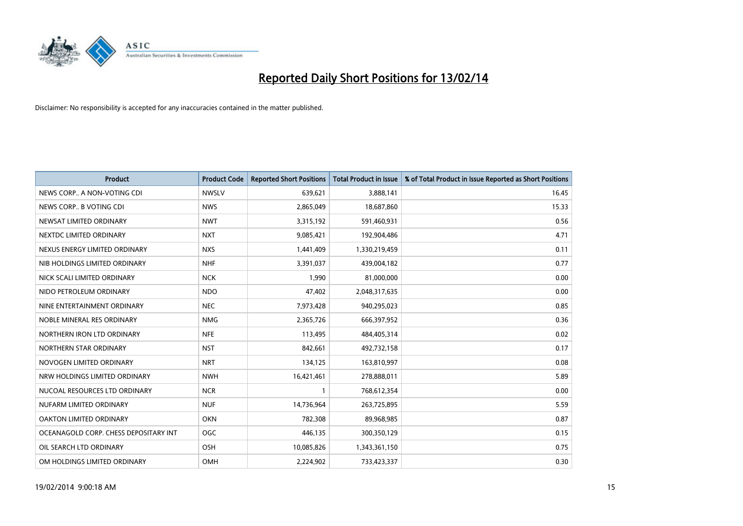# Reported Daily Short Positions for 13/02/14

Disclaimer: No responsibility is accepted for any inaccuracies contained in the matter published.

| Product | Product Code | Reported Short Positions | Total Product in Issue | % of Total Product in Issue Reported as Short Positions |
|---|---|---|---|---|
| NEWS CORP.. A NON-VOTING CDI | NWSLV | 639,621 | 3,888,141 | 16.45 |
| NEWS CORP.. B VOTING CDI | NWS | 2,865,049 | 18,687,860 | 15.33 |
| NEWSAT LIMITED ORDINARY | NWT | 3,315,192 | 591,460,931 | 0.56 |
| NEXTDC LIMITED ORDINARY | NXT | 9,085,421 | 192,904,486 | 4.71 |
| NEXUS ENERGY LIMITED ORDINARY | NXS | 1,441,409 | 1,330,219,459 | 0.11 |
| NIB HOLDINGS LIMITED ORDINARY | NHF | 3,391,037 | 439,004,182 | 0.77 |
| NICK SCALI LIMITED ORDINARY | NCK | 1,990 | 81,000,000 | 0.00 |
| NIDO PETROLEUM ORDINARY | NDO | 47,402 | 2,048,317,635 | 0.00 |
| NINE ENTERTAINMENT ORDINARY | NEC | 7,973,428 | 940,295,023 | 0.85 |
| NOBLE MINERAL RES ORDINARY | NMG | 2,365,726 | 666,397,952 | 0.36 |
| NORTHERN IRON LTD ORDINARY | NFE | 113,495 | 484,405,314 | 0.02 |
| NORTHERN STAR ORDINARY | NST | 842,661 | 492,732,158 | 0.17 |
| NOVOGEN LIMITED ORDINARY | NRT | 134,125 | 163,810,997 | 0.08 |
| NRW HOLDINGS LIMITED ORDINARY | NWH | 16,421,461 | 278,888,011 | 5.89 |
| NUCOAL RESOURCES LTD ORDINARY | NCR | 1 | 768,612,354 | 0.00 |
| NUFARM LIMITED ORDINARY | NUF | 14,736,964 | 263,725,895 | 5.59 |
| OAKTON LIMITED ORDINARY | OKN | 782,308 | 89,968,985 | 0.87 |
| OCEANAGOLD CORP. CHESS DEPOSITARY INT | OGC | 446,135 | 300,350,129 | 0.15 |
| OIL SEARCH LTD ORDINARY | OSH | 10,085,826 | 1,343,361,150 | 0.75 |
| OM HOLDINGS LIMITED ORDINARY | OMH | 2,224,902 | 733,423,337 | 0.30 |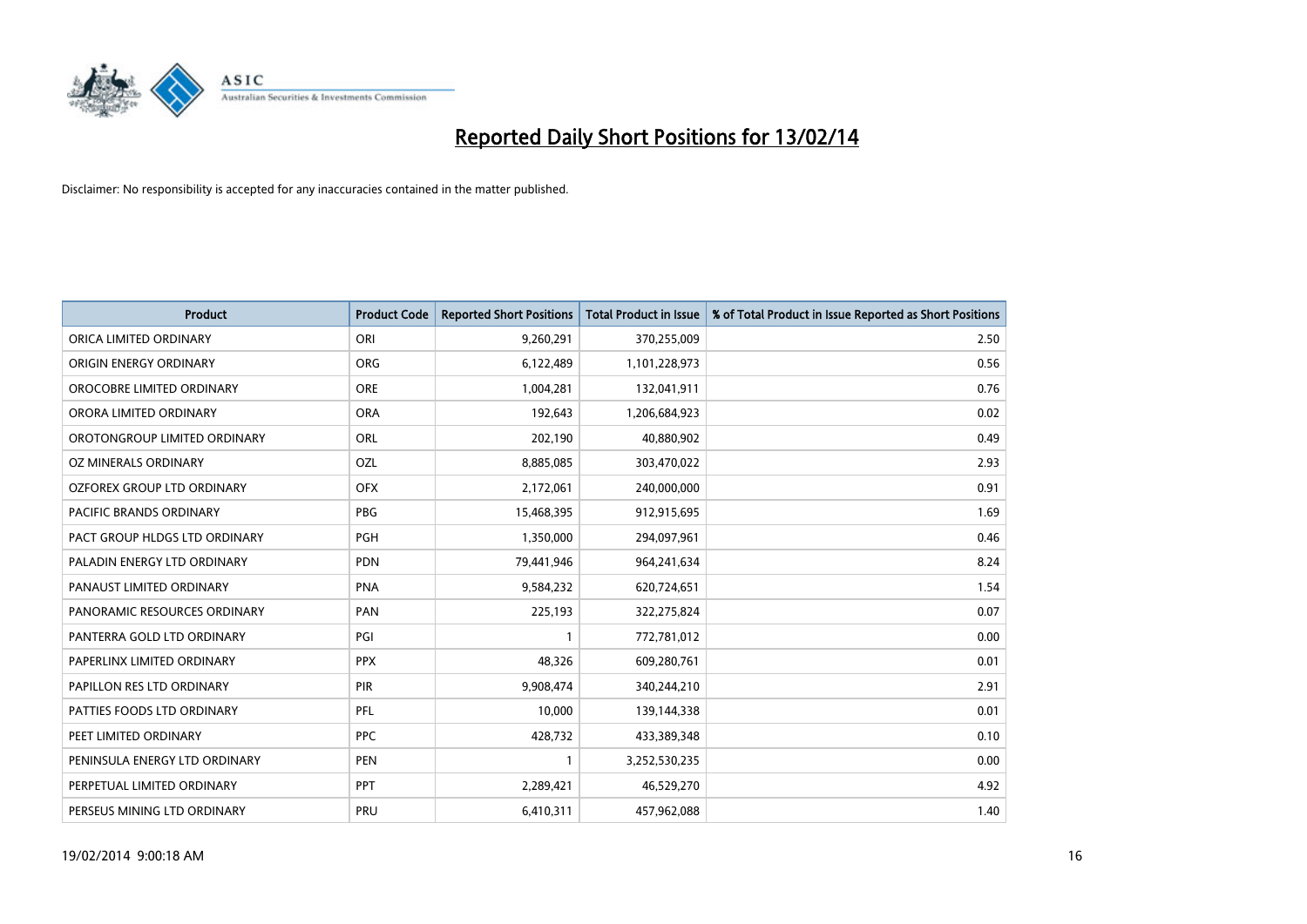# Reported Daily Short Positions for 13/02/14

Disclaimer: No responsibility is accepted for any inaccuracies contained in the matter published.

| Product | Product Code | Reported Short Positions | Total Product in Issue | % of Total Product in Issue Reported as Short Positions |
|---|---|---|---|---|
| ORICA LIMITED ORDINARY | ORI | 9,260,291 | 370,255,009 | 2.50 |
| ORIGIN ENERGY ORDINARY | ORG | 6,122,489 | 1,101,228,973 | 0.56 |
| OROCOBRE LIMITED ORDINARY | ORE | 1,004,281 | 132,041,911 | 0.76 |
| ORORA LIMITED ORDINARY | ORA | 192,643 | 1,206,684,923 | 0.02 |
| OROTONGROUP LIMITED ORDINARY | ORL | 202,190 | 40,880,902 | 0.49 |
| OZ MINERALS ORDINARY | OZL | 8,885,085 | 303,470,022 | 2.93 |
| OZFOREX GROUP LTD ORDINARY | OFX | 2,172,061 | 240,000,000 | 0.91 |
| PACIFIC BRANDS ORDINARY | PBG | 15,468,395 | 912,915,695 | 1.69 |
| PACT GROUP HLDGS LTD ORDINARY | PGH | 1,350,000 | 294,097,961 | 0.46 |
| PALADIN ENERGY LTD ORDINARY | PDN | 79,441,946 | 964,241,634 | 8.24 |
| PANAUST LIMITED ORDINARY | PNA | 9,584,232 | 620,724,651 | 1.54 |
| PANORAMIC RESOURCES ORDINARY | PAN | 225,193 | 322,275,824 | 0.07 |
| PANTERRA GOLD LTD ORDINARY | PGI | 1 | 772,781,012 | 0.00 |
| PAPERLINX LIMITED ORDINARY | PPX | 48,326 | 609,280,761 | 0.01 |
| PAPILLON RES LTD ORDINARY | PIR | 9,908,474 | 340,244,210 | 2.91 |
| PATTIES FOODS LTD ORDINARY | PFL | 10,000 | 139,144,338 | 0.01 |
| PEET LIMITED ORDINARY | PPC | 428,732 | 433,389,348 | 0.10 |
| PENINSULA ENERGY LTD ORDINARY | PEN | 1 | 3,252,530,235 | 0.00 |
| PERPETUAL LIMITED ORDINARY | PPT | 2,289,421 | 46,529,270 | 4.92 |
| PERSEUS MINING LTD ORDINARY | PRU | 6,410,311 | 457,962,088 | 1.40 |

19/02/2014 9:00:18 AM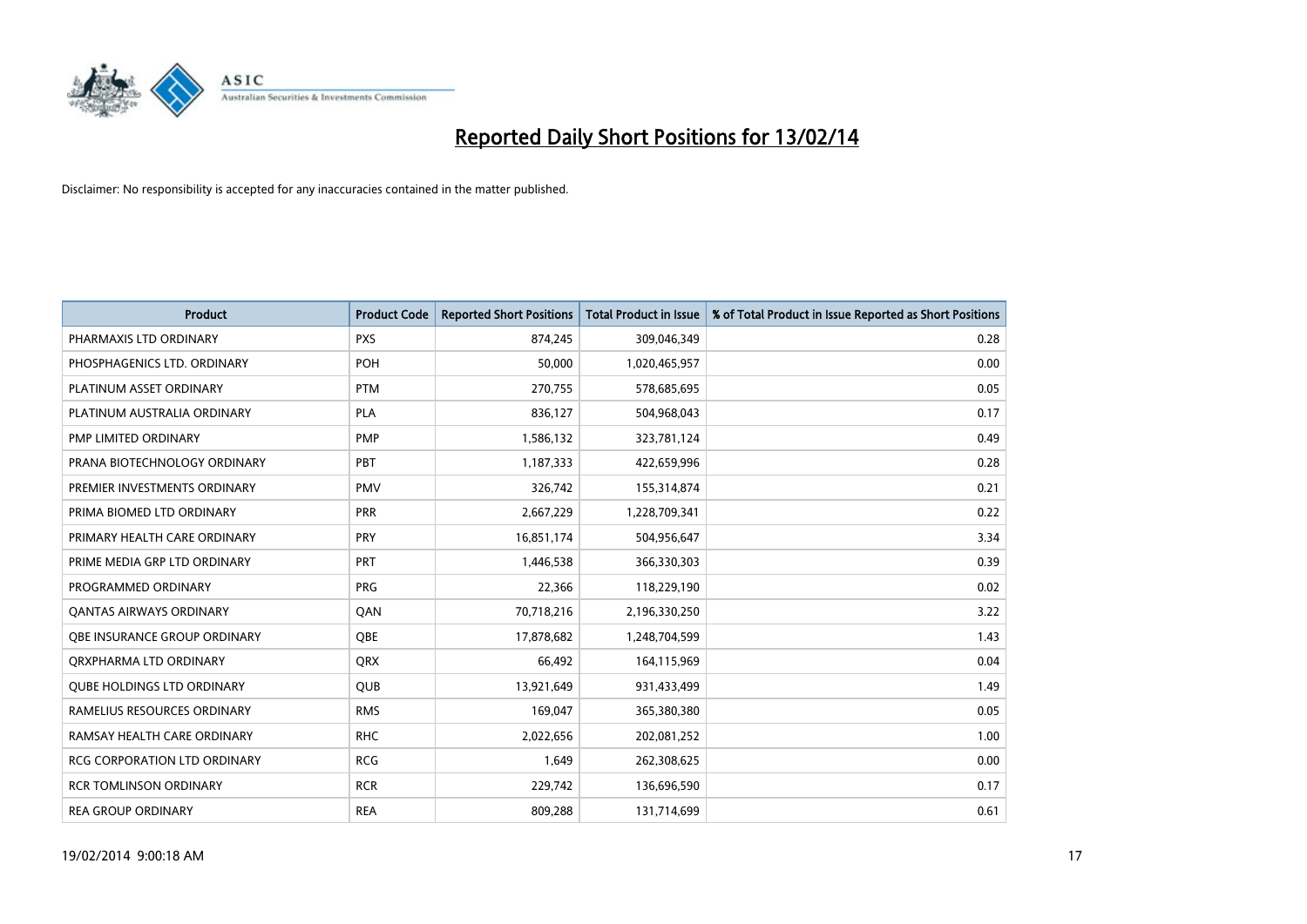# Reported Daily Short Positions for 13/02/14

Disclaimer: No responsibility is accepted for any inaccuracies contained in the matter published.

| Product | Product Code | Reported Short Positions | Total Product in Issue | % of Total Product in Issue Reported as Short Positions |
|---|---|---|---|---|
| PHARMAXIS LTD ORDINARY | PXS | 874,245 | 309,046,349 | 0.28 |
| PHOSPHAGENICS LTD. ORDINARY | POH | 50,000 | 1,020,465,957 | 0.00 |
| PLATINUM ASSET ORDINARY | PTM | 270,755 | 578,685,695 | 0.05 |
| PLATINUM AUSTRALIA ORDINARY | PLA | 836,127 | 504,968,043 | 0.17 |
| PMP LIMITED ORDINARY | PMP | 1,586,132 | 323,781,124 | 0.49 |
| PRANA BIOTECHNOLOGY ORDINARY | PBT | 1,187,333 | 422,659,996 | 0.28 |
| PREMIER INVESTMENTS ORDINARY | PMV | 326,742 | 155,314,874 | 0.21 |
| PRIMA BIOMED LTD ORDINARY | PRR | 2,667,229 | 1,228,709,341 | 0.22 |
| PRIMARY HEALTH CARE ORDINARY | PRY | 16,851,174 | 504,956,647 | 3.34 |
| PRIME MEDIA GRP LTD ORDINARY | PRT | 1,446,538 | 366,330,303 | 0.39 |
| PROGRAMMED ORDINARY | PRG | 22,366 | 118,229,190 | 0.02 |
| QANTAS AIRWAYS ORDINARY | QAN | 70,718,216 | 2,196,330,250 | 3.22 |
| QBE INSURANCE GROUP ORDINARY | QBE | 17,878,682 | 1,248,704,599 | 1.43 |
| QRXPHARMA LTD ORDINARY | QRX | 66,492 | 164,115,969 | 0.04 |
| QUBE HOLDINGS LTD ORDINARY | QUB | 13,921,649 | 931,433,499 | 1.49 |
| RAMELIUS RESOURCES ORDINARY | RMS | 169,047 | 365,380,380 | 0.05 |
| RAMSAY HEALTH CARE ORDINARY | RHC | 2,022,656 | 202,081,252 | 1.00 |
| RCG CORPORATION LTD ORDINARY | RCG | 1,649 | 262,308,625 | 0.00 |
| RCR TOMLINSON ORDINARY | RCR | 229,742 | 136,696,590 | 0.17 |
| REA GROUP ORDINARY | REA | 809,288 | 131,714,699 | 0.61 |

19/02/2014 9:00:18 AM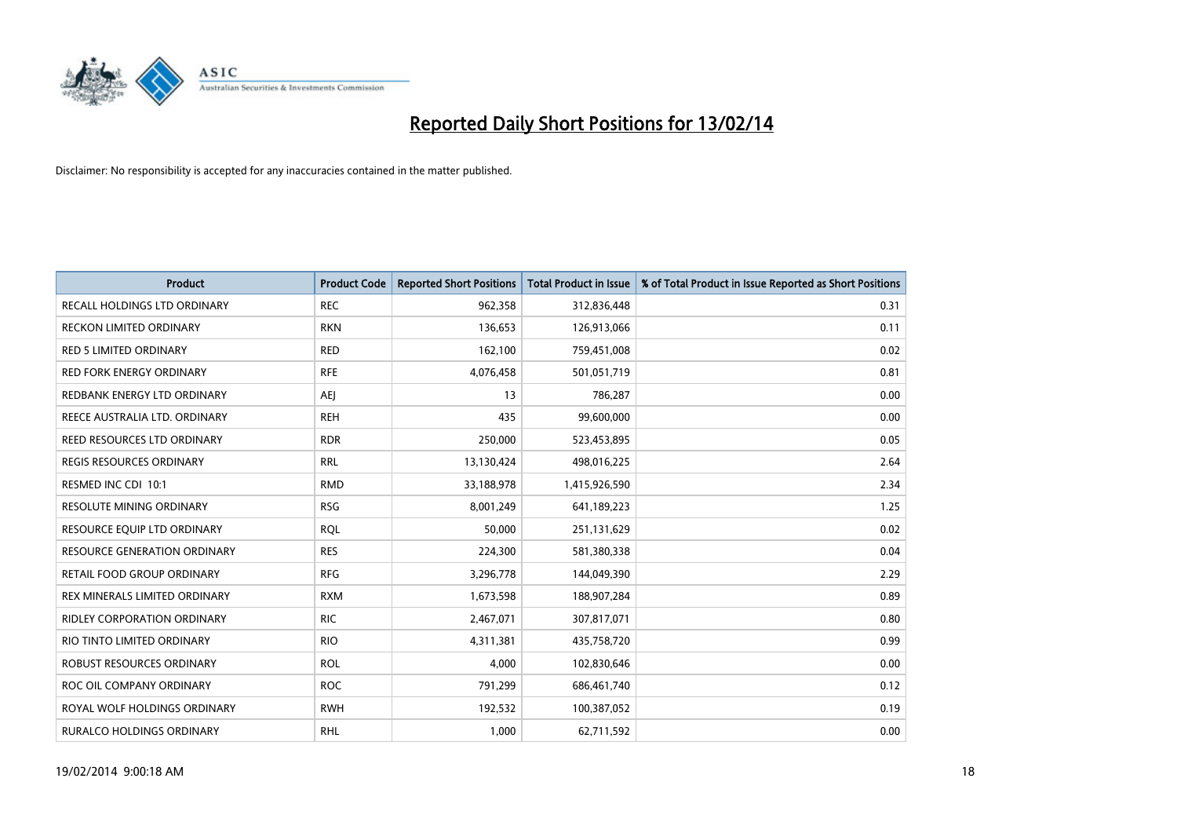# Reported Daily Short Positions for 13/02/14

Disclaimer: No responsibility is accepted for any inaccuracies contained in the matter published.

| Product | Product Code | Reported Short Positions | Total Product in Issue | % of Total Product in Issue Reported as Short Positions |
|---|---|---|---|---|
| RECALL HOLDINGS LTD ORDINARY | REC | 962,358 | 312,836,448 | 0.31 |
| RECKON LIMITED ORDINARY | RKN | 136,653 | 126,913,066 | 0.11 |
| RED 5 LIMITED ORDINARY | RED | 162,100 | 759,451,008 | 0.02 |
| RED FORK ENERGY ORDINARY | RFE | 4,076,458 | 501,051,719 | 0.81 |
| REDBANK ENERGY LTD ORDINARY | AEJ | 13 | 786,287 | 0.00 |
| REECE AUSTRALIA LTD. ORDINARY | REH | 435 | 99,600,000 | 0.00 |
| REED RESOURCES LTD ORDINARY | RDR | 250,000 | 523,453,895 | 0.05 |
| REGIS RESOURCES ORDINARY | RRL | 13,130,424 | 498,016,225 | 2.64 |
| RESMED INC CDI 10:1 | RMD | 33,188,978 | 1,415,926,590 | 2.34 |
| RESOLUTE MINING ORDINARY | RSG | 8,001,249 | 641,189,223 | 1.25 |
| RESOURCE EQUIP LTD ORDINARY | RQL | 50,000 | 251,131,629 | 0.02 |
| RESOURCE GENERATION ORDINARY | RES | 224,300 | 581,380,338 | 0.04 |
| RETAIL FOOD GROUP ORDINARY | RFG | 3,296,778 | 144,049,390 | 2.29 |
| REX MINERALS LIMITED ORDINARY | RXM | 1,673,598 | 188,907,284 | 0.89 |
| RIDLEY CORPORATION ORDINARY | RIC | 2,467,071 | 307,817,071 | 0.80 |
| RIO TINTO LIMITED ORDINARY | RIO | 4,311,381 | 435,758,720 | 0.99 |
| ROBUST RESOURCES ORDINARY | ROL | 4,000 | 102,830,646 | 0.00 |
| ROC OIL COMPANY ORDINARY | ROC | 791,299 | 686,461,740 | 0.12 |
| ROYAL WOLF HOLDINGS ORDINARY | RWH | 192,532 | 100,387,052 | 0.19 |
| RURALCO HOLDINGS ORDINARY | RHL | 1,000 | 62,711,592 | 0.00 |

19/02/2014 9:00:18 AM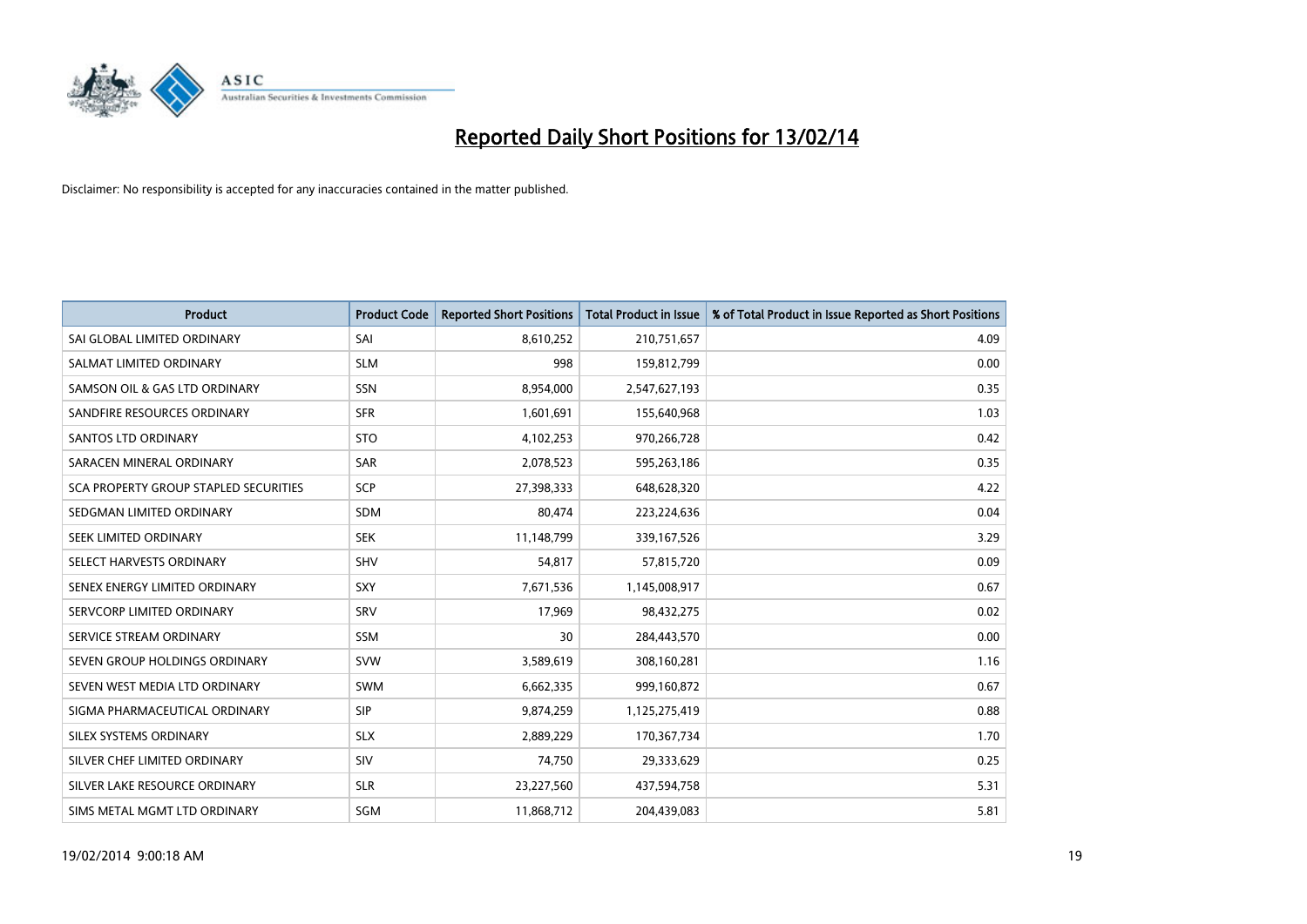# Reported Daily Short Positions for 13/02/14

Disclaimer: No responsibility is accepted for any inaccuracies contained in the matter published.

| Product | Product Code | Reported Short Positions | Total Product in Issue | % of Total Product in Issue Reported as Short Positions |
|---|---|---|---|---|
| SAI GLOBAL LIMITED ORDINARY | SAI | 8,610,252 | 210,751,657 | 4.09 |
| SALMAT LIMITED ORDINARY | SLM | 998 | 159,812,799 | 0.00 |
| SAMSON OIL & GAS LTD ORDINARY | SSN | 8,954,000 | 2,547,627,193 | 0.35 |
| SANDFIRE RESOURCES ORDINARY | SFR | 1,601,691 | 155,640,968 | 1.03 |
| SANTOS LTD ORDINARY | STO | 4,102,253 | 970,266,728 | 0.42 |
| SARACEN MINERAL ORDINARY | SAR | 2,078,523 | 595,263,186 | 0.35 |
| SCA PROPERTY GROUP STAPLED SECURITIES | SCP | 27,398,333 | 648,628,320 | 4.22 |
| SEDGMAN LIMITED ORDINARY | SDM | 80,474 | 223,224,636 | 0.04 |
| SEEK LIMITED ORDINARY | SEK | 11,148,799 | 339,167,526 | 3.29 |
| SELECT HARVESTS ORDINARY | SHV | 54,817 | 57,815,720 | 0.09 |
| SENEX ENERGY LIMITED ORDINARY | SXY | 7,671,536 | 1,145,008,917 | 0.67 |
| SERVCORP LIMITED ORDINARY | SRV | 17,969 | 98,432,275 | 0.02 |
| SERVICE STREAM ORDINARY | SSM | 30 | 284,443,570 | 0.00 |
| SEVEN GROUP HOLDINGS ORDINARY | SVW | 3,589,619 | 308,160,281 | 1.16 |
| SEVEN WEST MEDIA LTD ORDINARY | SWM | 6,662,335 | 999,160,872 | 0.67 |
| SIGMA PHARMACEUTICAL ORDINARY | SIP | 9,874,259 | 1,125,275,419 | 0.88 |
| SILEX SYSTEMS ORDINARY | SLX | 2,889,229 | 170,367,734 | 1.70 |
| SILVER CHEF LIMITED ORDINARY | SIV | 74,750 | 29,333,629 | 0.25 |
| SILVER LAKE RESOURCE ORDINARY | SLR | 23,227,560 | 437,594,758 | 5.31 |
| SIMS METAL MGMT LTD ORDINARY | SGM | 11,868,712 | 204,439,083 | 5.81 |

19/02/2014 9:00:18 AM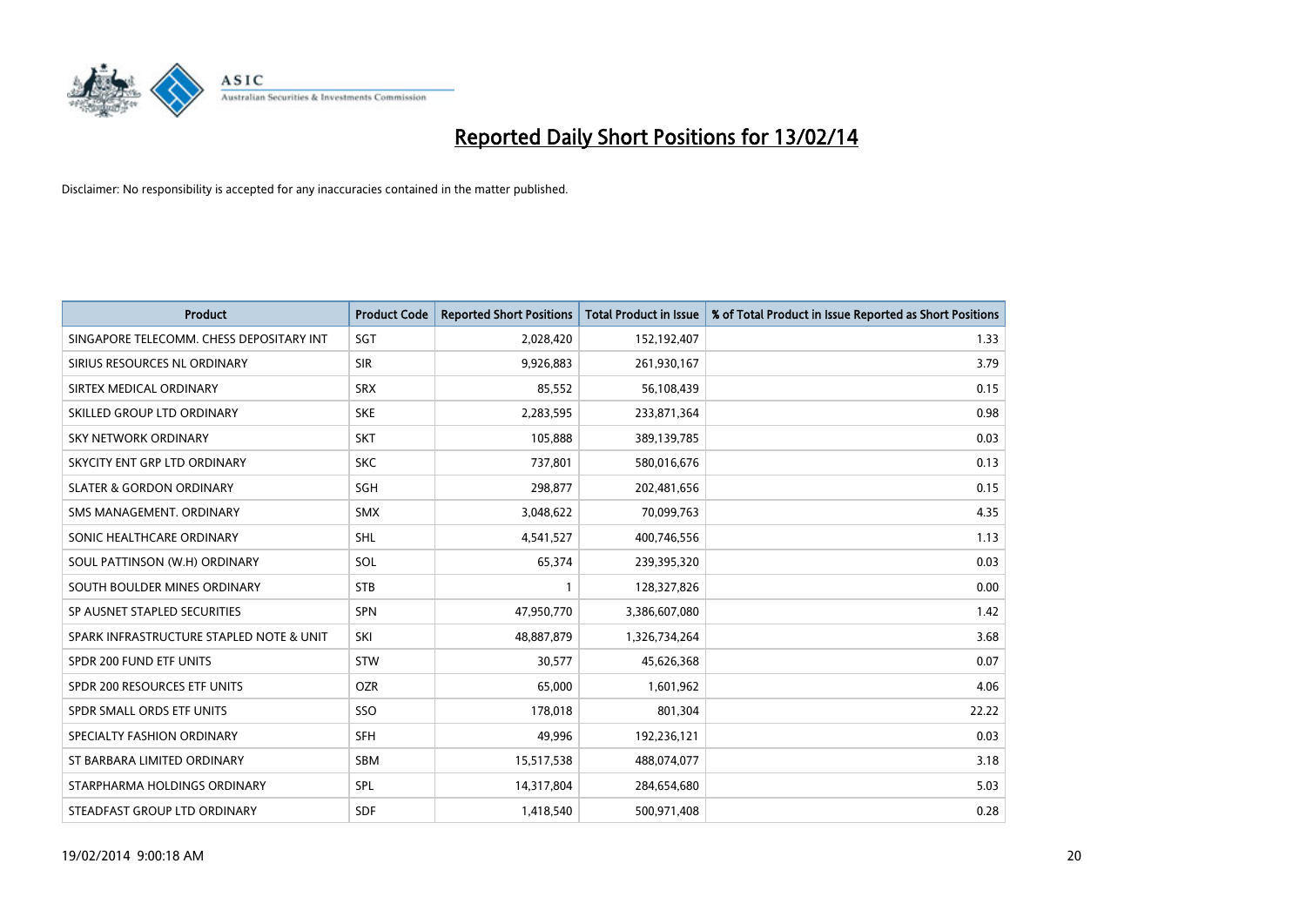# Reported Daily Short Positions for 13/02/14

Disclaimer: No responsibility is accepted for any inaccuracies contained in the matter published.

| Product | Product Code | Reported Short Positions | Total Product in Issue | % of Total Product in Issue Reported as Short Positions |
|---|---|---|---|---|
| SINGAPORE TELECOMM. CHESS DEPOSITARY INT | SGT | 2,028,420 | 152,192,407 | 1.33 |
| SIRIUS RESOURCES NL ORDINARY | SIR | 9,926,883 | 261,930,167 | 3.79 |
| SIRTEX MEDICAL ORDINARY | SRX | 85,552 | 56,108,439 | 0.15 |
| SKILLED GROUP LTD ORDINARY | SKE | 2,283,595 | 233,871,364 | 0.98 |
| SKY NETWORK ORDINARY | SKT | 105,888 | 389,139,785 | 0.03 |
| SKYCITY ENT GRP LTD ORDINARY | SKC | 737,801 | 580,016,676 | 0.13 |
| SLATER & GORDON ORDINARY | SGH | 298,877 | 202,481,656 | 0.15 |
| SMS MANAGEMENT. ORDINARY | SMX | 3,048,622 | 70,099,763 | 4.35 |
| SONIC HEALTHCARE ORDINARY | SHL | 4,541,527 | 400,746,556 | 1.13 |
| SOUL PATTINSON (W.H) ORDINARY | SOL | 65,374 | 239,395,320 | 0.03 |
| SOUTH BOULDER MINES ORDINARY | STB | 1 | 128,327,826 | 0.00 |
| SP AUSNET STAPLED SECURITIES | SPN | 47,950,770 | 3,386,607,080 | 1.42 |
| SPARK INFRASTRUCTURE STAPLED NOTE & UNIT | SKI | 48,887,879 | 1,326,734,264 | 3.68 |
| SPDR 200 FUND ETF UNITS | STW | 30,577 | 45,626,368 | 0.07 |
| SPDR 200 RESOURCES ETF UNITS | OZR | 65,000 | 1,601,962 | 4.06 |
| SPDR SMALL ORDS ETF UNITS | SSO | 178,018 | 801,304 | 22.22 |
| SPECIALTY FASHION ORDINARY | SFH | 49,996 | 192,236,121 | 0.03 |
| ST BARBARA LIMITED ORDINARY | SBM | 15,517,538 | 488,074,077 | 3.18 |
| STARPHARMA HOLDINGS ORDINARY | SPL | 14,317,804 | 284,654,680 | 5.03 |
| STEADFAST GROUP LTD ORDINARY | SDF | 1,418,540 | 500,971,408 | 0.28 |

19/02/2014 9:00:18 AM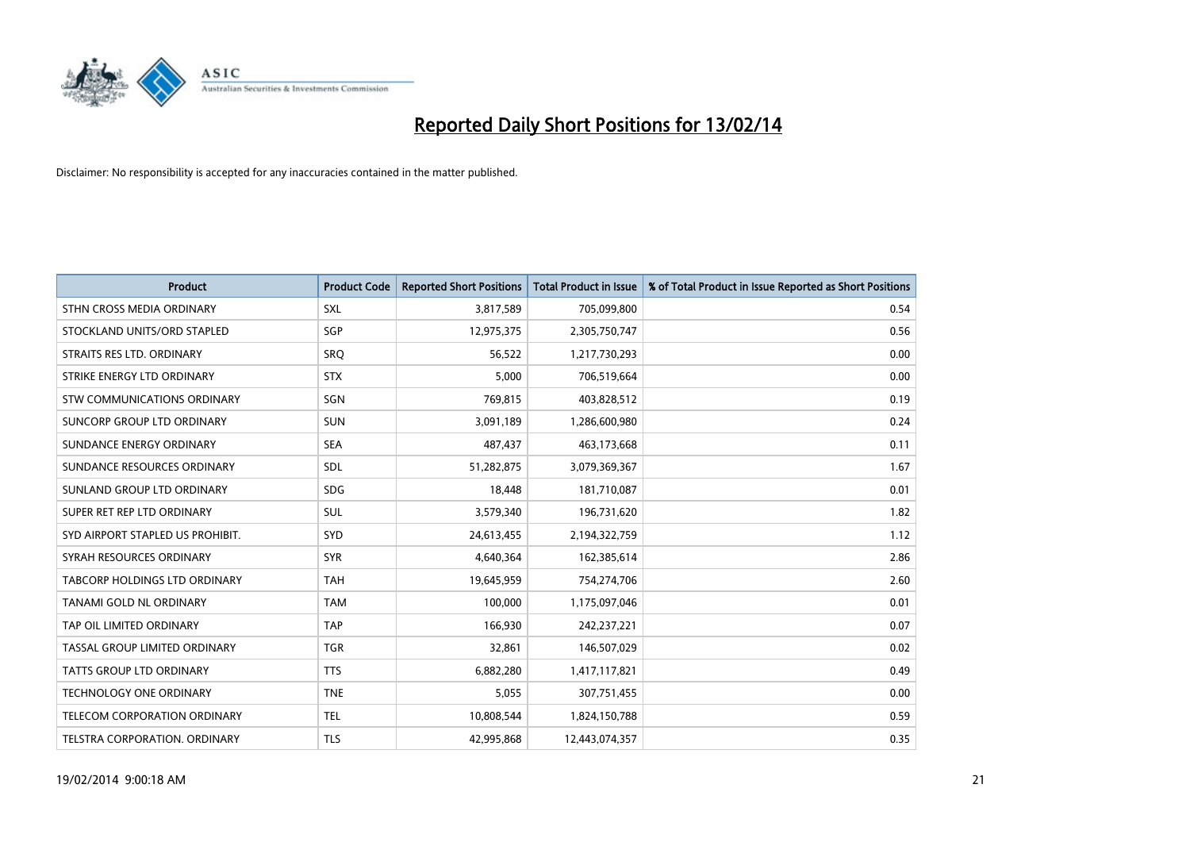# Reported Daily Short Positions for 13/02/14

Disclaimer: No responsibility is accepted for any inaccuracies contained in the matter published.

| Product | Product Code | Reported Short Positions | Total Product in Issue | % of Total Product in Issue Reported as Short Positions |
|---|---|---|---|---|
| STHN CROSS MEDIA ORDINARY | SXL | 3,817,589 | 705,099,800 | 0.54 |
| STOCKLAND UNITS/ORD STAPLED | SGP | 12,975,375 | 2,305,750,747 | 0.56 |
| STRAITS RES LTD. ORDINARY | SRQ | 56,522 | 1,217,730,293 | 0.00 |
| STRIKE ENERGY LTD ORDINARY | STX | 5,000 | 706,519,664 | 0.00 |
| STW COMMUNICATIONS ORDINARY | SGN | 769,815 | 403,828,512 | 0.19 |
| SUNCORP GROUP LTD ORDINARY | SUN | 3,091,189 | 1,286,600,980 | 0.24 |
| SUNDANCE ENERGY ORDINARY | SEA | 487,437 | 463,173,668 | 0.11 |
| SUNDANCE RESOURCES ORDINARY | SDL | 51,282,875 | 3,079,369,367 | 1.67 |
| SUNLAND GROUP LTD ORDINARY | SDG | 18,448 | 181,710,087 | 0.01 |
| SUPER RET REP LTD ORDINARY | SUL | 3,579,340 | 196,731,620 | 1.82 |
| SYD AIRPORT STAPLED US PROHIBIT. | SYD | 24,613,455 | 2,194,322,759 | 1.12 |
| SYRAH RESOURCES ORDINARY | SYR | 4,640,364 | 162,385,614 | 2.86 |
| TABCORP HOLDINGS LTD ORDINARY | TAH | 19,645,959 | 754,274,706 | 2.60 |
| TANAMI GOLD NL ORDINARY | TAM | 100,000 | 1,175,097,046 | 0.01 |
| TAP OIL LIMITED ORDINARY | TAP | 166,930 | 242,237,221 | 0.07 |
| TASSAL GROUP LIMITED ORDINARY | TGR | 32,861 | 146,507,029 | 0.02 |
| TATTS GROUP LTD ORDINARY | TTS | 6,882,280 | 1,417,117,821 | 0.49 |
| TECHNOLOGY ONE ORDINARY | TNE | 5,055 | 307,751,455 | 0.00 |
| TELECOM CORPORATION ORDINARY | TEL | 10,808,544 | 1,824,150,788 | 0.59 |
| TELSTRA CORPORATION. ORDINARY | TLS | 42,995,868 | 12,443,074,357 | 0.35 |

19/02/2014 9:00:18 AM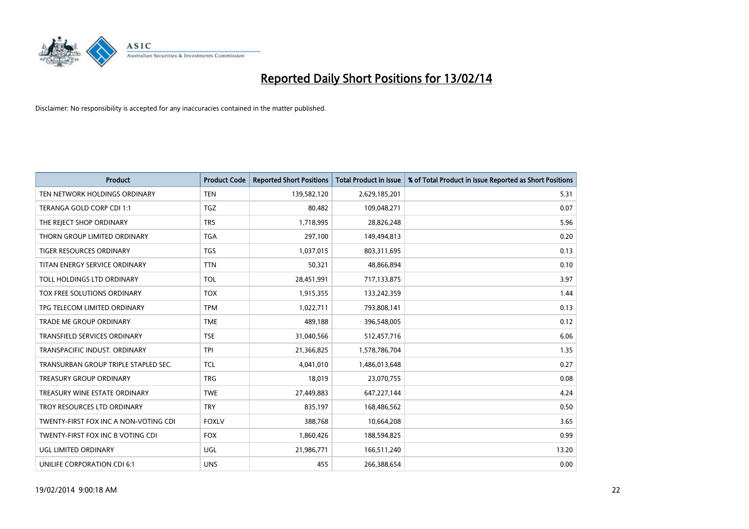# Reported Daily Short Positions for 13/02/14

Disclaimer: No responsibility is accepted for any inaccuracies contained in the matter published.

| Product | Product Code | Reported Short Positions | Total Product in Issue | % of Total Product in Issue Reported as Short Positions |
|---|---|---|---|---|
| TEN NETWORK HOLDINGS ORDINARY | TEN | 139,582,120 | 2,629,185,201 | 5.31 |
| TERANGA GOLD CORP CDI 1:1 | TGZ | 80,482 | 109,048,271 | 0.07 |
| THE REJECT SHOP ORDINARY | TRS | 1,718,995 | 28,826,248 | 5.96 |
| THORN GROUP LIMITED ORDINARY | TGA | 297,100 | 149,494,813 | 0.20 |
| TIGER RESOURCES ORDINARY | TGS | 1,037,015 | 803,311,695 | 0.13 |
| TITAN ENERGY SERVICE ORDINARY | TTN | 50,321 | 48,866,894 | 0.10 |
| TOLL HOLDINGS LTD ORDINARY | TOL | 28,451,991 | 717,133,875 | 3.97 |
| TOX FREE SOLUTIONS ORDINARY | TOX | 1,915,355 | 133,242,359 | 1.44 |
| TPG TELECOM LIMITED ORDINARY | TPM | 1,022,711 | 793,808,141 | 0.13 |
| TRADE ME GROUP ORDINARY | TME | 489,188 | 396,548,005 | 0.12 |
| TRANSFIELD SERVICES ORDINARY | TSE | 31,040,566 | 512,457,716 | 6.06 |
| TRANSPACIFIC INDUST. ORDINARY | TPI | 21,366,825 | 1,578,786,704 | 1.35 |
| TRANSURBAN GROUP TRIPLE STAPLED SEC. | TCL | 4,041,010 | 1,486,013,648 | 0.27 |
| TREASURY GROUP ORDINARY | TRG | 18,019 | 23,070,755 | 0.08 |
| TREASURY WINE ESTATE ORDINARY | TWE | 27,449,883 | 647,227,144 | 4.24 |
| TROY RESOURCES LTD ORDINARY | TRY | 835,197 | 168,486,562 | 0.50 |
| TWENTY-FIRST FOX INC A NON-VOTING CDI | FOXLV | 388,768 | 10,664,208 | 3.65 |
| TWENTY-FIRST FOX INC B VOTING CDI | FOX | 1,860,426 | 188,594,825 | 0.99 |
| UGL LIMITED ORDINARY | UGL | 21,986,771 | 166,511,240 | 13.20 |
| UNILIFE CORPORATION CDI 6:1 | UNS | 455 | 266,388,654 | 0.00 |

19/02/2014 9:00:18 AM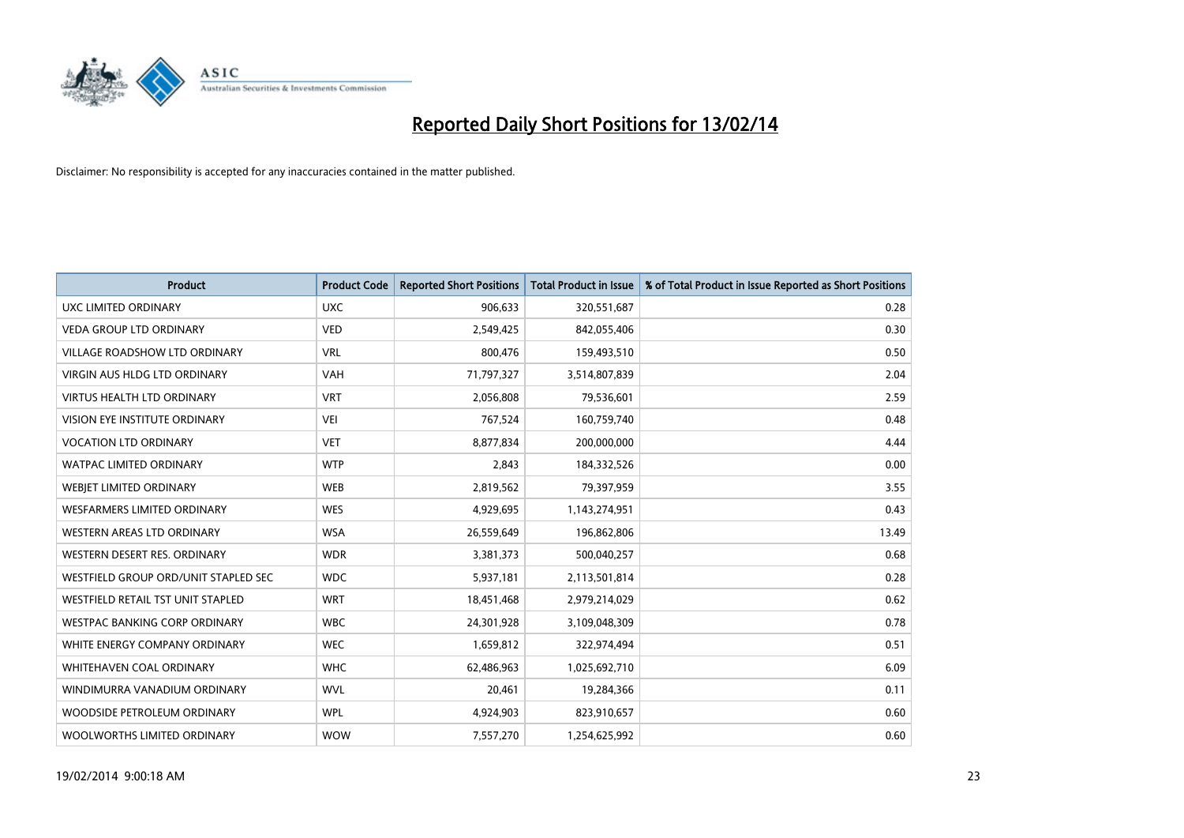# Reported Daily Short Positions for 13/02/14

Disclaimer: No responsibility is accepted for any inaccuracies contained in the matter published.

| Product | Product Code | Reported Short Positions | Total Product in Issue | % of Total Product in Issue Reported as Short Positions |
|---|---|---|---|---|
| UXC LIMITED ORDINARY | UXC | 906,633 | 320,551,687 | 0.28 |
| VEDA GROUP LTD ORDINARY | VED | 2,549,425 | 842,055,406 | 0.30 |
| VILLAGE ROADSHOW LTD ORDINARY | VRL | 800,476 | 159,493,510 | 0.50 |
| VIRGIN AUS HLDG LTD ORDINARY | VAH | 71,797,327 | 3,514,807,839 | 2.04 |
| VIRTUS HEALTH LTD ORDINARY | VRT | 2,056,808 | 79,536,601 | 2.59 |
| VISION EYE INSTITUTE ORDINARY | VEI | 767,524 | 160,759,740 | 0.48 |
| VOCATION LTD ORDINARY | VET | 8,877,834 | 200,000,000 | 4.44 |
| WATPAC LIMITED ORDINARY | WTP | 2,843 | 184,332,526 | 0.00 |
| WEBJET LIMITED ORDINARY | WEB | 2,819,562 | 79,397,959 | 3.55 |
| WESFARMERS LIMITED ORDINARY | WES | 4,929,695 | 1,143,274,951 | 0.43 |
| WESTERN AREAS LTD ORDINARY | WSA | 26,559,649 | 196,862,806 | 13.49 |
| WESTERN DESERT RES. ORDINARY | WDR | 3,381,373 | 500,040,257 | 0.68 |
| WESTFIELD GROUP ORD/UNIT STAPLED SEC | WDC | 5,937,181 | 2,113,501,814 | 0.28 |
| WESTFIELD RETAIL TST UNIT STAPLED | WRT | 18,451,468 | 2,979,214,029 | 0.62 |
| WESTPAC BANKING CORP ORDINARY | WBC | 24,301,928 | 3,109,048,309 | 0.78 |
| WHITE ENERGY COMPANY ORDINARY | WEC | 1,659,812 | 322,974,494 | 0.51 |
| WHITEHAVEN COAL ORDINARY | WHC | 62,486,963 | 1,025,692,710 | 6.09 |
| WINDIMURRA VANADIUM ORDINARY | WVL | 20,461 | 19,284,366 | 0.11 |
| WOODSIDE PETROLEUM ORDINARY | WPL | 4,924,903 | 823,910,657 | 0.60 |
| WOOLWORTHS LIMITED ORDINARY | WOW | 7,557,270 | 1,254,625,992 | 0.60 |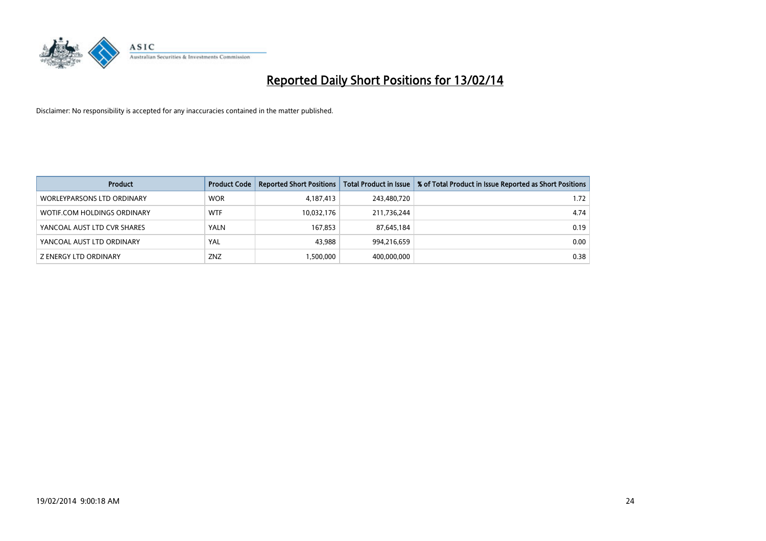# Reported Daily Short Positions for 13/02/14

Disclaimer: No responsibility is accepted for any inaccuracies contained in the matter published.

| Product | Product Code | Reported Short Positions | Total Product in Issue | % of Total Product in Issue Reported as Short Positions |
|---|---|---|---|---|
| WORLEYPARSONS LTD ORDINARY | WOR | 4,187,413 | 243,480,720 | 1.72 |
| WOTIF.COM HOLDINGS ORDINARY | WTF | 10,032,176 | 211,736,244 | 4.74 |
| YANCOAL AUST LTD CVR SHARES | YALN | 167,853 | 87,645,184 | 0.19 |
| YANCOAL AUST LTD ORDINARY | YAL | 43,988 | 994,216,659 | 0.00 |
| Z ENERGY LTD ORDINARY | ZNZ | 1,500,000 | 400,000,000 | 0.38 |